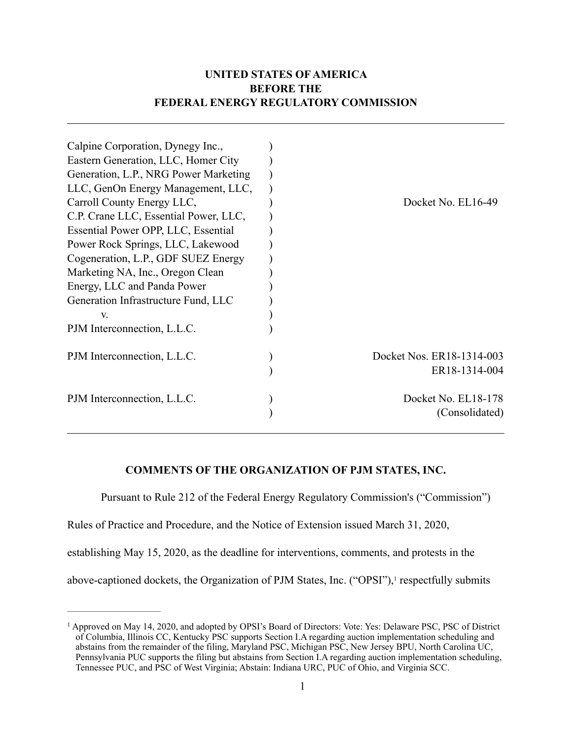**UNITED STATES OF AMERICA**
**BEFORE THE**
**FEDERAL ENERGY REGULATORY COMMISSION**

---

| | | |
|---|---|---|
| Calpine Corporation, Dynegy Inc., Eastern Generation, LLC, Homer City Generation, L.P., NRG Power Marketing LLC, GenOn Energy Management, LLC, Carroll County Energy LLC, C.P. Crane LLC, Essential Power, LLC, Essential Power OPP, LLC, Essential Power Rock Springs, LLC, Lakewood Cogeneration, L.P., GDF SUEZ Energy Marketing NA, Inc., Oregon Clean Energy, LLC and Panda Power Generation Infrastructure Fund, LLC v. PJM Interconnection, L.L.C. | ) | Docket No. EL16-49 |
| PJM Interconnection, L.L.C. | ) | Docket Nos. ER18-1314-003 ER18-1314-004 |
| PJM Interconnection, L.L.C. | ) | Docket No. EL18-178 (Consolidated) |

---

## COMMENTS OF THE ORGANIZATION OF PJM STATES, INC.

Pursuant to Rule 212 of the Federal Energy Regulatory Commission's ("Commission") Rules of Practice and Procedure, and the Notice of Extension issued March 31, 2020, establishing May 15, 2020, as the deadline for interventions, comments, and protests in the above-captioned dockets, the Organization of PJM States, Inc. ("OPSI"),[1] respectfully submits

---

[1] Approved on May 14, 2020, and adopted by OPSI's Board of Directors: Vote: Yes: Delaware PSC, PSC of District of Columbia, Illinois CC, Kentucky PSC supports Section I.A regarding auction implementation scheduling and abstains from the remainder of the filing, Maryland PSC, Michigan PSC, New Jersey BPU, North Carolina UC, Pennsylvania PUC supports the filing but abstains from Section I.A regarding auction implementation scheduling, Tennessee PUC, and PSC of West Virginia; Abstain: Indiana URC, PUC of Ohio, and Virginia SCC.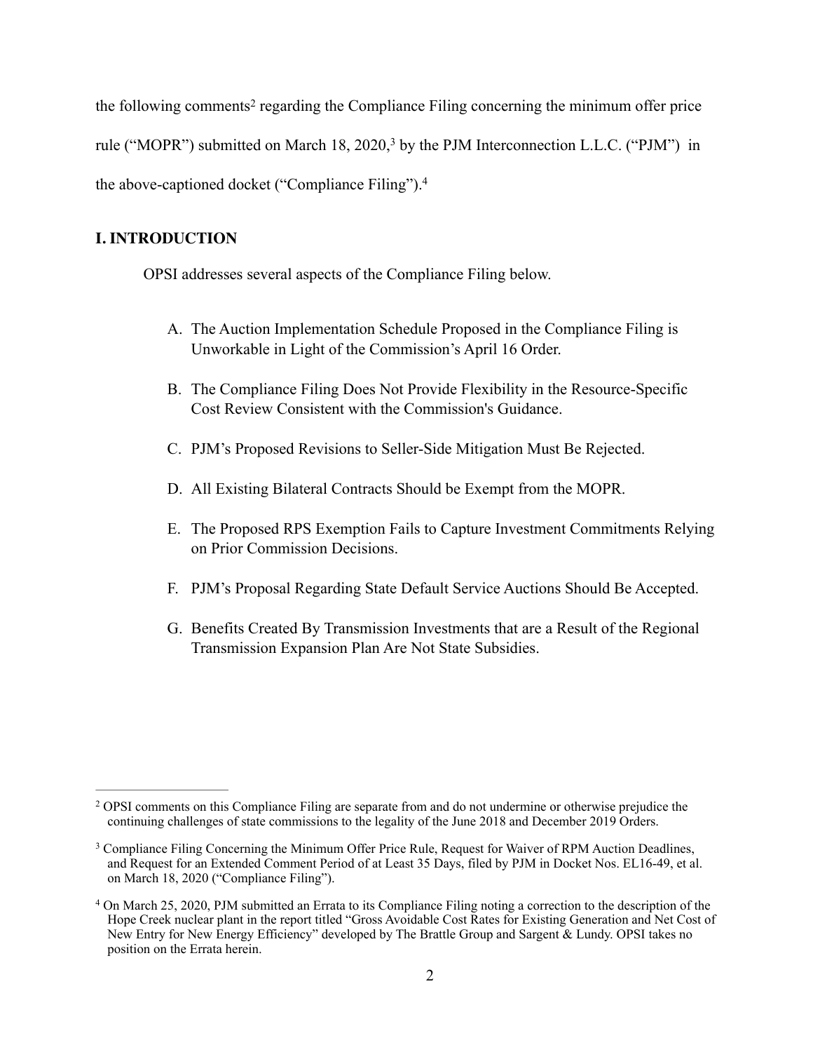the following comments[2] regarding the Compliance Filing concerning the minimum offer price rule ("MOPR") submitted on March 18, 2020,[3] by the PJM Interconnection L.L.C. ("PJM") in the above-captioned docket ("Compliance Filing").[4]

## I. INTRODUCTION

OPSI addresses several aspects of the Compliance Filing below.

A. The Auction Implementation Schedule Proposed in the Compliance Filing is Unworkable in Light of the Commission's April 16 Order.

B. The Compliance Filing Does Not Provide Flexibility in the Resource-Specific Cost Review Consistent with the Commission's Guidance.

C. PJM's Proposed Revisions to Seller-Side Mitigation Must Be Rejected.

D. All Existing Bilateral Contracts Should be Exempt from the MOPR.

E. The Proposed RPS Exemption Fails to Capture Investment Commitments Relying on Prior Commission Decisions.

F. PJM's Proposal Regarding State Default Service Auctions Should Be Accepted.

G. Benefits Created By Transmission Investments that are a Result of the Regional Transmission Expansion Plan Are Not State Subsidies.

---

[2] OPSI comments on this Compliance Filing are separate from and do not undermine or otherwise prejudice the continuing challenges of state commissions to the legality of the June 2018 and December 2019 Orders.

[3] Compliance Filing Concerning the Minimum Offer Price Rule, Request for Waiver of RPM Auction Deadlines, and Request for an Extended Comment Period of at Least 35 Days, filed by PJM in Docket Nos. EL16-49, et al. on March 18, 2020 ("Compliance Filing").

[4] On March 25, 2020, PJM submitted an Errata to its Compliance Filing noting a correction to the description of the Hope Creek nuclear plant in the report titled "Gross Avoidable Cost Rates for Existing Generation and Net Cost of New Entry for New Energy Efficiency" developed by The Brattle Group and Sargent & Lundy. OPSI takes no position on the Errata herein.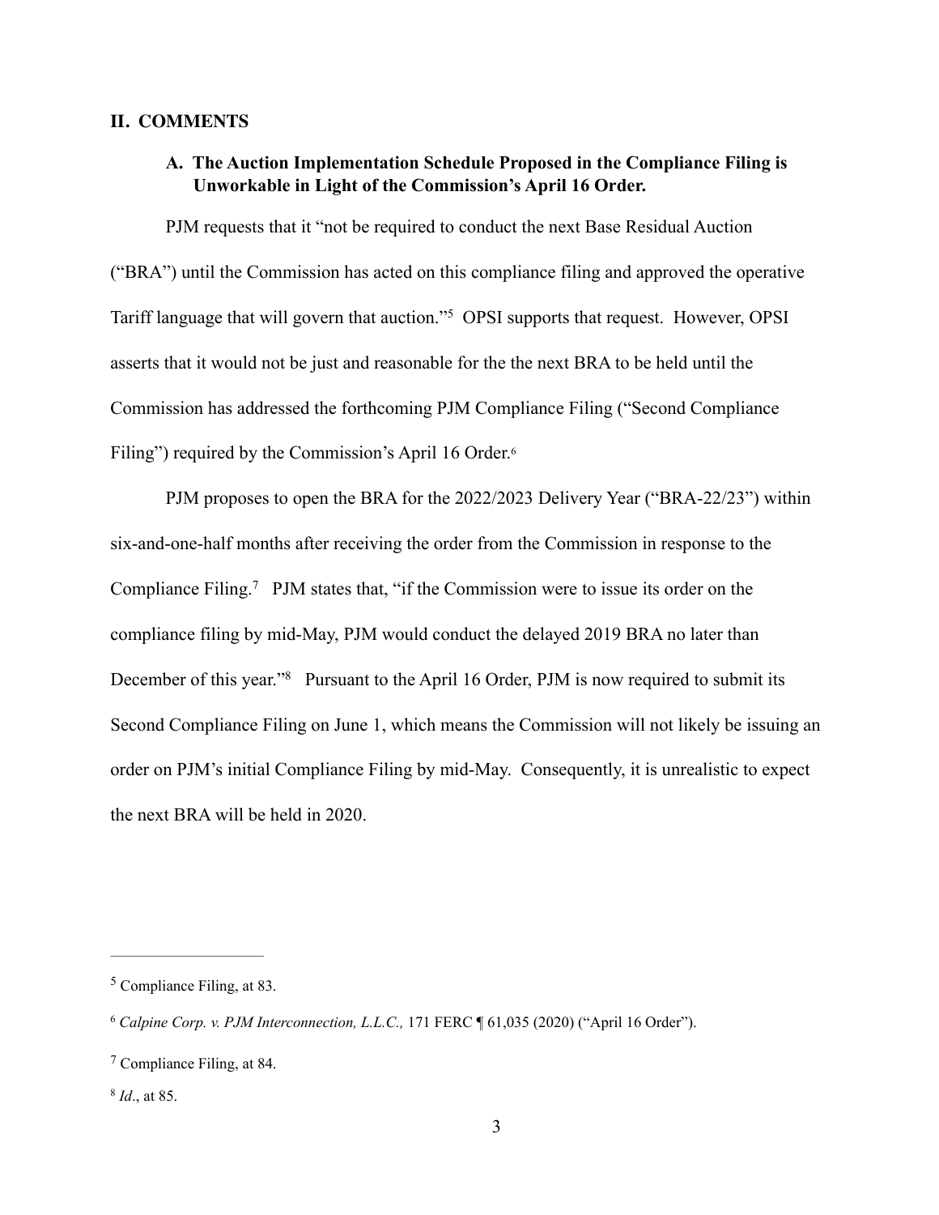## II. COMMENTS

### A. The Auction Implementation Schedule Proposed in the Compliance Filing is Unworkable in Light of the Commission's April 16 Order.

PJM requests that it "not be required to conduct the next Base Residual Auction ("BRA") until the Commission has acted on this compliance filing and approved the operative Tariff language that will govern that auction."[5] OPSI supports that request. However, OPSI asserts that it would not be just and reasonable for the the next BRA to be held until the Commission has addressed the forthcoming PJM Compliance Filing ("Second Compliance Filing") required by the Commission's April 16 Order.[6]

PJM proposes to open the BRA for the 2022/2023 Delivery Year ("BRA-22/23") within six-and-one-half months after receiving the order from the Commission in response to the Compliance Filing.[7] PJM states that, "if the Commission were to issue its order on the compliance filing by mid-May, PJM would conduct the delayed 2019 BRA no later than December of this year."[8] Pursuant to the April 16 Order, PJM is now required to submit its Second Compliance Filing on June 1, which means the Commission will not likely be issuing an order on PJM's initial Compliance Filing by mid-May. Consequently, it is unrealistic to expect the next BRA will be held in 2020.

---

[5] Compliance Filing, at 83.

[6] *Calpine Corp. v. PJM Interconnection, L.L.C.,* 171 FERC ¶ 61,035 (2020) ("April 16 Order").

[7] Compliance Filing, at 84.

[8] *Id*., at 85.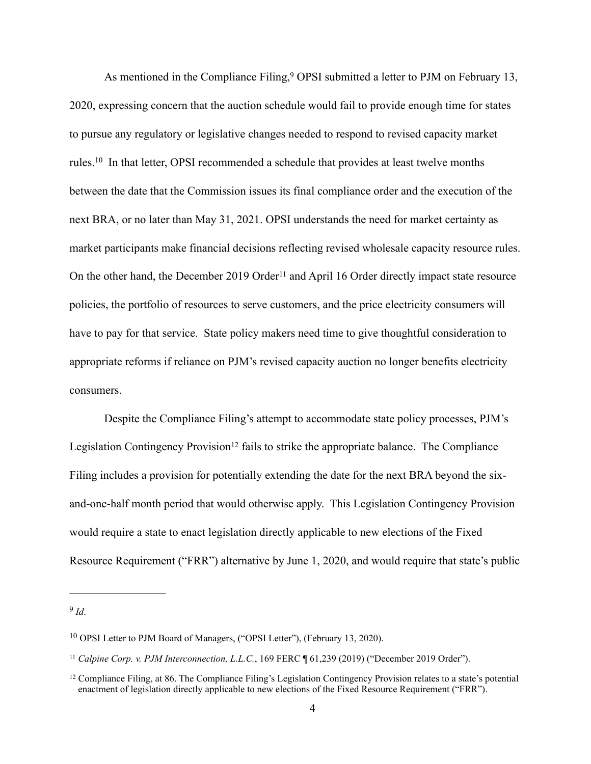As mentioned in the Compliance Filing,[9] OPSI submitted a letter to PJM on February 13, 2020, expressing concern that the auction schedule would fail to provide enough time for states to pursue any regulatory or legislative changes needed to respond to revised capacity market rules.[10] In that letter, OPSI recommended a schedule that provides at least twelve months between the date that the Commission issues its final compliance order and the execution of the next BRA, or no later than May 31, 2021. OPSI understands the need for market certainty as market participants make financial decisions reflecting revised wholesale capacity resource rules. On the other hand, the December 2019 Order[11] and April 16 Order directly impact state resource policies, the portfolio of resources to serve customers, and the price electricity consumers will have to pay for that service. State policy makers need time to give thoughtful consideration to appropriate reforms if reliance on PJM's revised capacity auction no longer benefits electricity consumers.

Despite the Compliance Filing's attempt to accommodate state policy processes, PJM's Legislation Contingency Provision[12] fails to strike the appropriate balance. The Compliance Filing includes a provision for potentially extending the date for the next BRA beyond the six-and-one-half month period that would otherwise apply. This Legislation Contingency Provision would require a state to enact legislation directly applicable to new elections of the Fixed Resource Requirement ("FRR") alternative by June 1, 2020, and would require that state's public

---

[9] *Id*.

[10] OPSI Letter to PJM Board of Managers, ("OPSI Letter"), (February 13, 2020).

[11] *Calpine Corp. v. PJM Interconnection, L.L.C.*, 169 FERC ¶ 61,239 (2019) ("December 2019 Order").

[12] Compliance Filing, at 86. The Compliance Filing's Legislation Contingency Provision relates to a state's potential enactment of legislation directly applicable to new elections of the Fixed Resource Requirement ("FRR").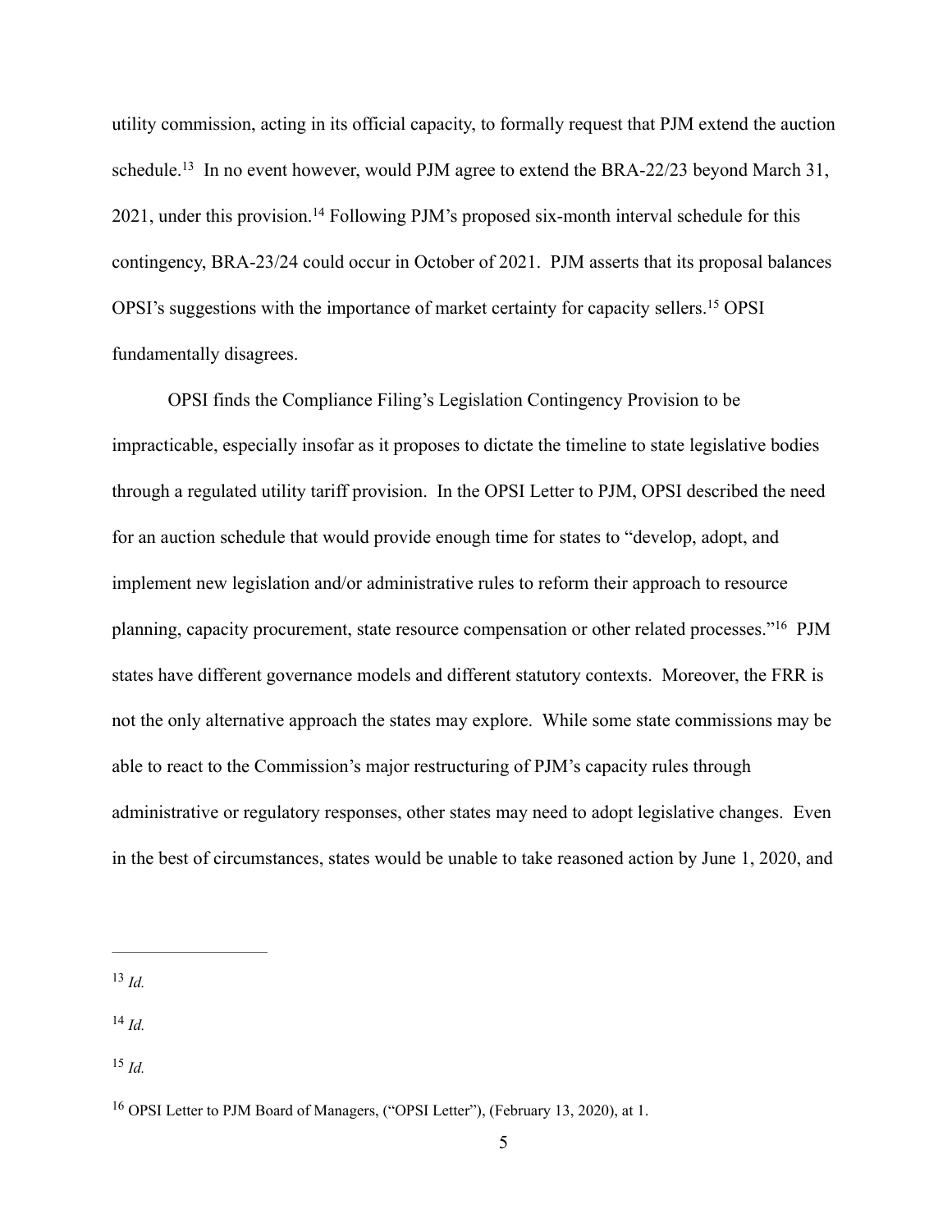utility commission, acting in its official capacity, to formally request that PJM extend the auction schedule.[13] In no event however, would PJM agree to extend the BRA-22/23 beyond March 31, 2021, under this provision.[14] Following PJM's proposed six-month interval schedule for this contingency, BRA-23/24 could occur in October of 2021. PJM asserts that its proposal balances OPSI's suggestions with the importance of market certainty for capacity sellers.[15] OPSI fundamentally disagrees.

OPSI finds the Compliance Filing's Legislation Contingency Provision to be impracticable, especially insofar as it proposes to dictate the timeline to state legislative bodies through a regulated utility tariff provision. In the OPSI Letter to PJM, OPSI described the need for an auction schedule that would provide enough time for states to "develop, adopt, and implement new legislation and/or administrative rules to reform their approach to resource planning, capacity procurement, state resource compensation or other related processes."[16] PJM states have different governance models and different statutory contexts. Moreover, the FRR is not the only alternative approach the states may explore. While some state commissions may be able to react to the Commission's major restructuring of PJM's capacity rules through administrative or regulatory responses, other states may need to adopt legislative changes. Even in the best of circumstances, states would be unable to take reasoned action by June 1, 2020, and

---

[13] *Id.*

[14] *Id.*

[15] *Id.*

[16] OPSI Letter to PJM Board of Managers, ("OPSI Letter"), (February 13, 2020), at 1.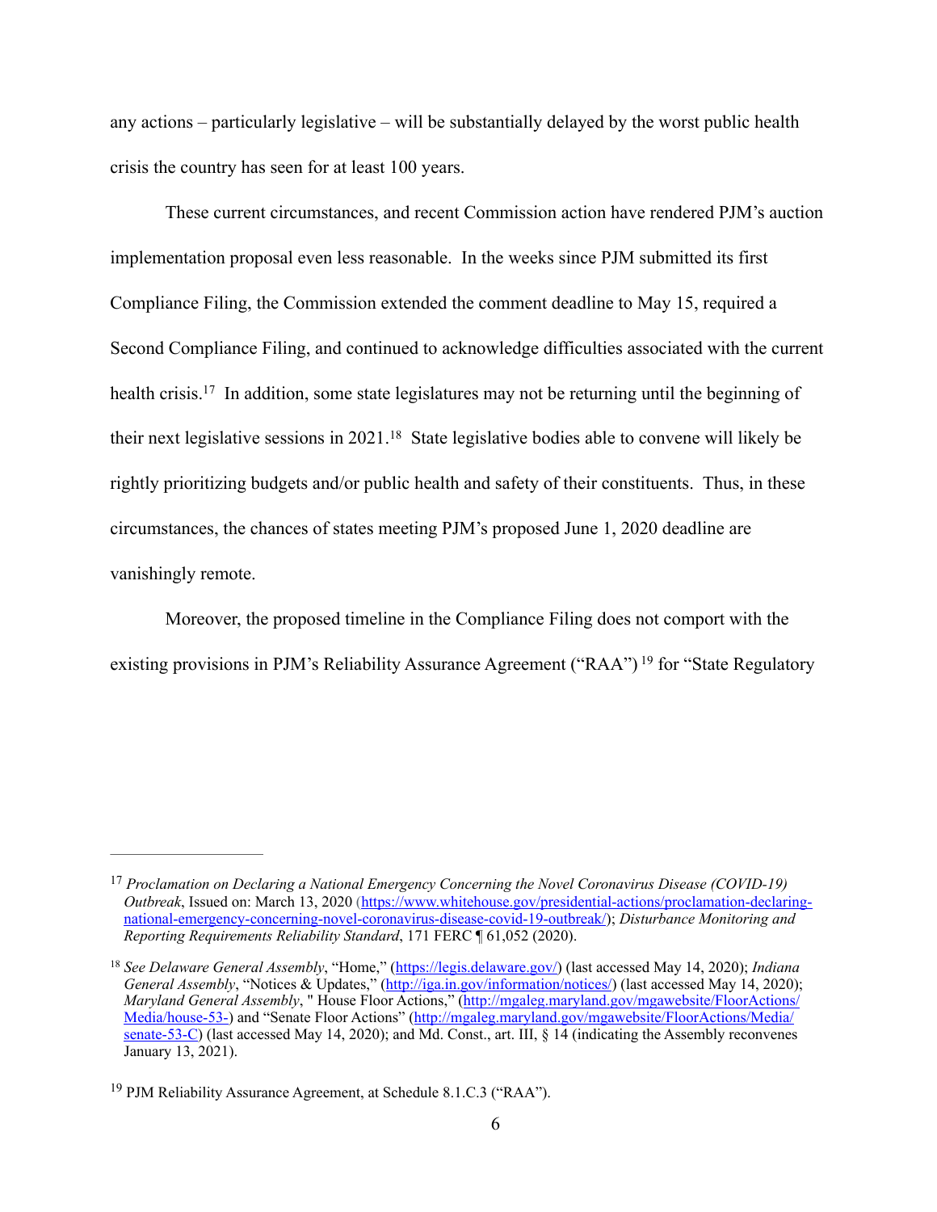any actions – particularly legislative – will be substantially delayed by the worst public health crisis the country has seen for at least 100 years.

These current circumstances, and recent Commission action have rendered PJM's auction implementation proposal even less reasonable. In the weeks since PJM submitted its first Compliance Filing, the Commission extended the comment deadline to May 15, required a Second Compliance Filing, and continued to acknowledge difficulties associated with the current health crisis.[17] In addition, some state legislatures may not be returning until the beginning of their next legislative sessions in 2021.[18] State legislative bodies able to convene will likely be rightly prioritizing budgets and/or public health and safety of their constituents. Thus, in these circumstances, the chances of states meeting PJM's proposed June 1, 2020 deadline are vanishingly remote.

Moreover, the proposed timeline in the Compliance Filing does not comport with the existing provisions in PJM's Reliability Assurance Agreement ("RAA") [19] for "State Regulatory

---

[17] *Proclamation on Declaring a National Emergency Concerning the Novel Coronavirus Disease (COVID-19) Outbreak*, Issued on: March 13, 2020 (https://www.whitehouse.gov/presidential-actions/proclamation-declaring-national-emergency-concerning-novel-coronavirus-disease-covid-19-outbreak/); *Disturbance Monitoring and Reporting Requirements Reliability Standard*, 171 FERC ¶ 61,052 (2020).

[18] *See Delaware General Assembly*, "Home," (https://legis.delaware.gov/) (last accessed May 14, 2020); *Indiana General Assembly*, "Notices & Updates," (http://iga.in.gov/information/notices/) (last accessed May 14, 2020); *Maryland General Assembly*, " House Floor Actions," (http://mgaleg.maryland.gov/mgawebsite/FloorActions/Media/house-53-) and "Senate Floor Actions" (http://mgaleg.maryland.gov/mgawebsite/FloorActions/Media/senate-53-C) (last accessed May 14, 2020); and Md. Const., art. III, § 14 (indicating the Assembly reconvenes January 13, 2021).

[19] PJM Reliability Assurance Agreement, at Schedule 8.1.C.3 ("RAA").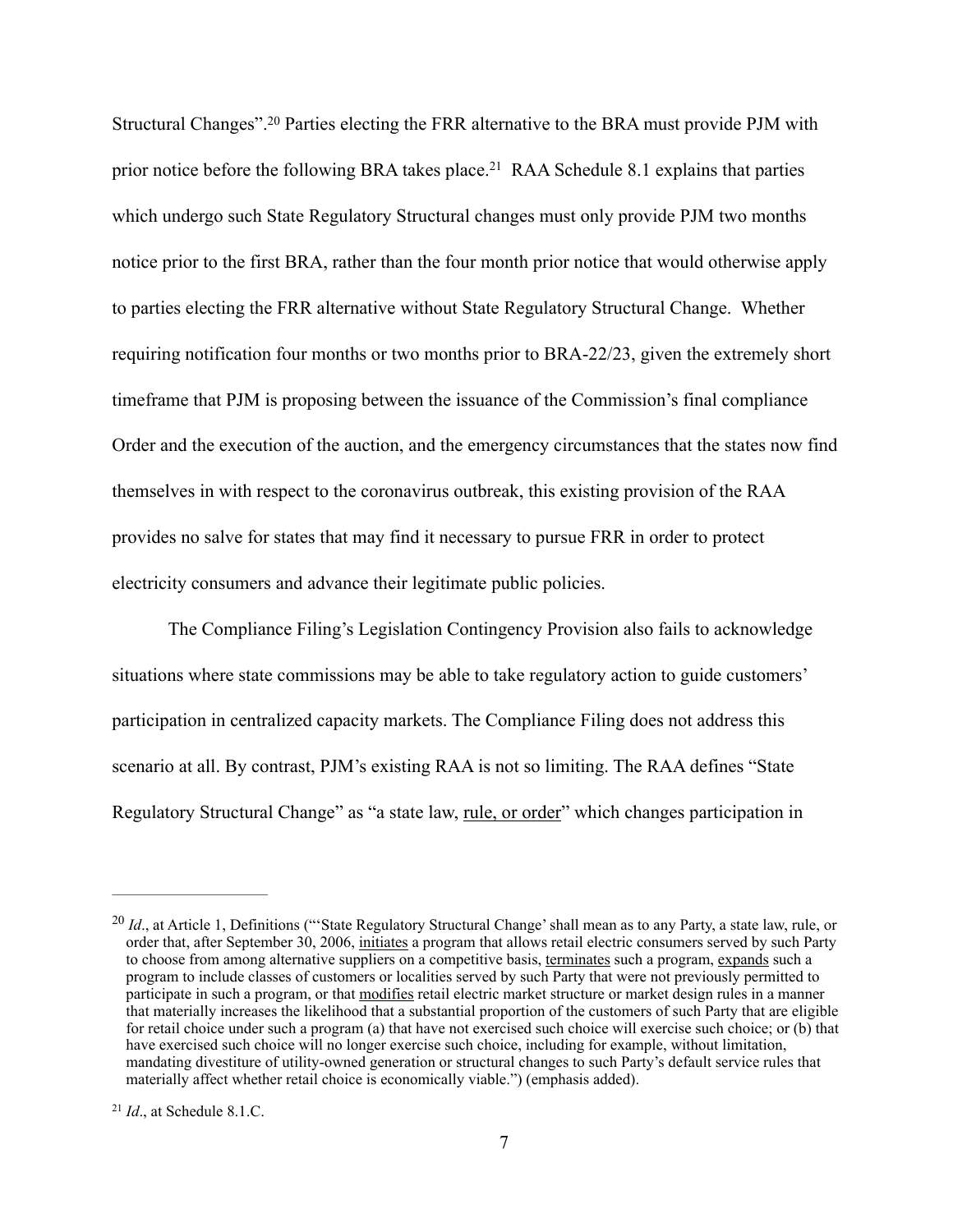Structural Changes".[20] Parties electing the FRR alternative to the BRA must provide PJM with prior notice before the following BRA takes place.[21] RAA Schedule 8.1 explains that parties which undergo such State Regulatory Structural changes must only provide PJM two months notice prior to the first BRA, rather than the four month prior notice that would otherwise apply to parties electing the FRR alternative without State Regulatory Structural Change. Whether requiring notification four months or two months prior to BRA-22/23, given the extremely short timeframe that PJM is proposing between the issuance of the Commission's final compliance Order and the execution of the auction, and the emergency circumstances that the states now find themselves in with respect to the coronavirus outbreak, this existing provision of the RAA provides no salve for states that may find it necessary to pursue FRR in order to protect electricity consumers and advance their legitimate public policies.

The Compliance Filing's Legislation Contingency Provision also fails to acknowledge situations where state commissions may be able to take regulatory action to guide customers' participation in centralized capacity markets. The Compliance Filing does not address this scenario at all. By contrast, PJM's existing RAA is not so limiting. The RAA defines "State Regulatory Structural Change" as "a state law, <u>rule, or order</u>" which changes participation in

---

[20] *Id*., at Article 1, Definitions ("'State Regulatory Structural Change' shall mean as to any Party, a state law, rule, or order that, after September 30, 2006, <u>initiates</u> a program that allows retail electric consumers served by such Party to choose from among alternative suppliers on a competitive basis, <u>terminates</u> such a program, <u>expands</u> such a program to include classes of customers or localities served by such Party that were not previously permitted to participate in such a program, or that <u>modifies</u> retail electric market structure or market design rules in a manner that materially increases the likelihood that a substantial proportion of the customers of such Party that are eligible for retail choice under such a program (a) that have not exercised such choice will exercise such choice; or (b) that have exercised such choice will no longer exercise such choice, including for example, without limitation, mandating divestiture of utility-owned generation or structural changes to such Party's default service rules that materially affect whether retail choice is economically viable.") (emphasis added).

[21] *Id*., at Schedule 8.1.C.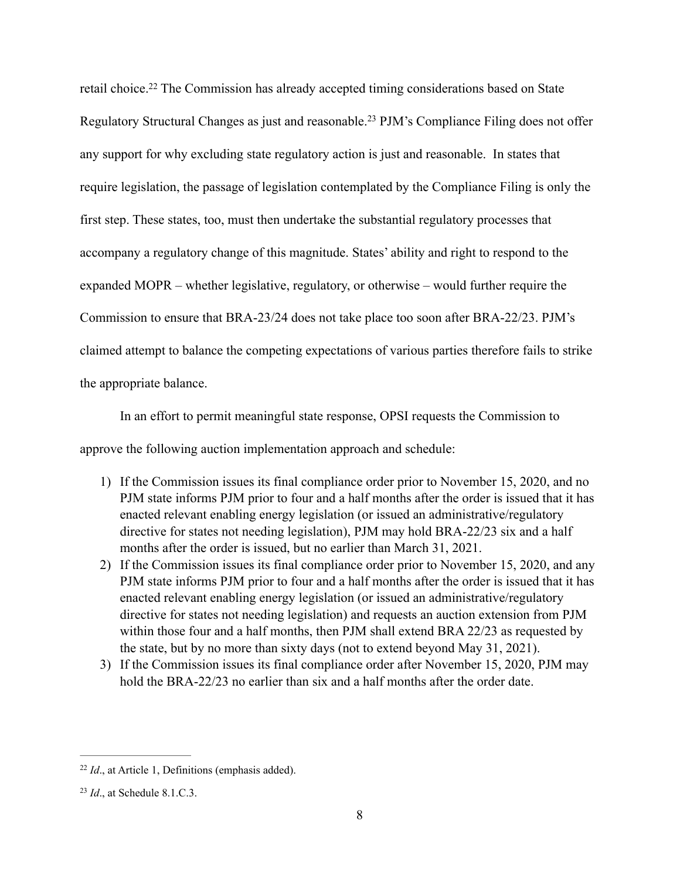retail choice.[22] The Commission has already accepted timing considerations based on State Regulatory Structural Changes as just and reasonable.[23] PJM's Compliance Filing does not offer any support for why excluding state regulatory action is just and reasonable. In states that require legislation, the passage of legislation contemplated by the Compliance Filing is only the first step. These states, too, must then undertake the substantial regulatory processes that accompany a regulatory change of this magnitude. States' ability and right to respond to the expanded MOPR – whether legislative, regulatory, or otherwise – would further require the Commission to ensure that BRA-23/24 does not take place too soon after BRA-22/23. PJM's claimed attempt to balance the competing expectations of various parties therefore fails to strike the appropriate balance.

In an effort to permit meaningful state response, OPSI requests the Commission to approve the following auction implementation approach and schedule:

1) If the Commission issues its final compliance order prior to November 15, 2020, and no PJM state informs PJM prior to four and a half months after the order is issued that it has enacted relevant enabling energy legislation (or issued an administrative/regulatory directive for states not needing legislation), PJM may hold BRA-22/23 six and a half months after the order is issued, but no earlier than March 31, 2021.
2) If the Commission issues its final compliance order prior to November 15, 2020, and any PJM state informs PJM prior to four and a half months after the order is issued that it has enacted relevant enabling energy legislation (or issued an administrative/regulatory directive for states not needing legislation) and requests an auction extension from PJM within those four and a half months, then PJM shall extend BRA 22/23 as requested by the state, but by no more than sixty days (not to extend beyond May 31, 2021).
3) If the Commission issues its final compliance order after November 15, 2020, PJM may hold the BRA-22/23 no earlier than six and a half months after the order date.

---

[22] *Id*., at Article 1, Definitions (emphasis added).

[23] *Id*., at Schedule 8.1.C.3.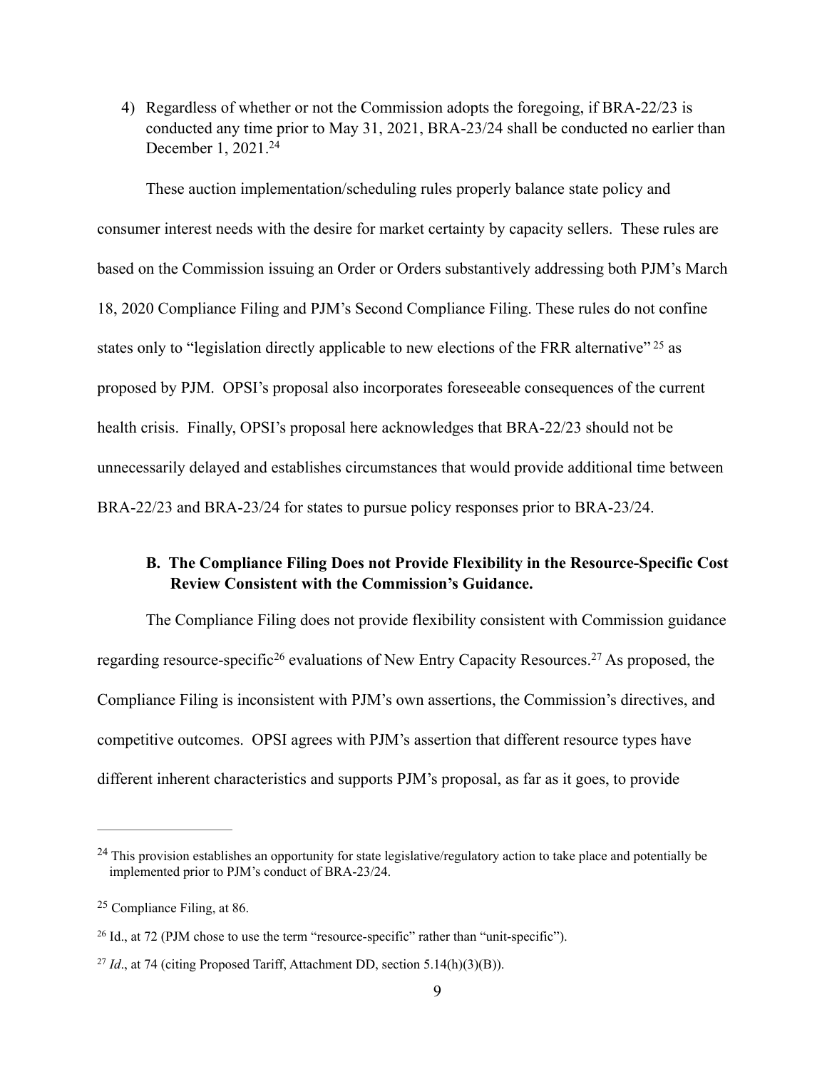4) Regardless of whether or not the Commission adopts the foregoing, if BRA-22/23 is conducted any time prior to May 31, 2021, BRA-23/24 shall be conducted no earlier than December 1, 2021.[24]

These auction implementation/scheduling rules properly balance state policy and consumer interest needs with the desire for market certainty by capacity sellers. These rules are based on the Commission issuing an Order or Orders substantively addressing both PJM's March 18, 2020 Compliance Filing and PJM's Second Compliance Filing. These rules do not confine states only to "legislation directly applicable to new elections of the FRR alternative" [25] as proposed by PJM. OPSI's proposal also incorporates foreseeable consequences of the current health crisis. Finally, OPSI's proposal here acknowledges that BRA-22/23 should not be unnecessarily delayed and establishes circumstances that would provide additional time between BRA-22/23 and BRA-23/24 for states to pursue policy responses prior to BRA-23/24.

### B. The Compliance Filing Does not Provide Flexibility in the Resource-Specific Cost Review Consistent with the Commission's Guidance.

The Compliance Filing does not provide flexibility consistent with Commission guidance regarding resource-specific[26] evaluations of New Entry Capacity Resources.[27] As proposed, the Compliance Filing is inconsistent with PJM's own assertions, the Commission's directives, and competitive outcomes. OPSI agrees with PJM's assertion that different resource types have different inherent characteristics and supports PJM's proposal, as far as it goes, to provide

---

[24] This provision establishes an opportunity for state legislative/regulatory action to take place and potentially be implemented prior to PJM's conduct of BRA-23/24.

[25] Compliance Filing, at 86.

[26] Id., at 72 (PJM chose to use the term "resource-specific" rather than "unit-specific").

[27] *Id*., at 74 (citing Proposed Tariff, Attachment DD, section 5.14(h)(3)(B)).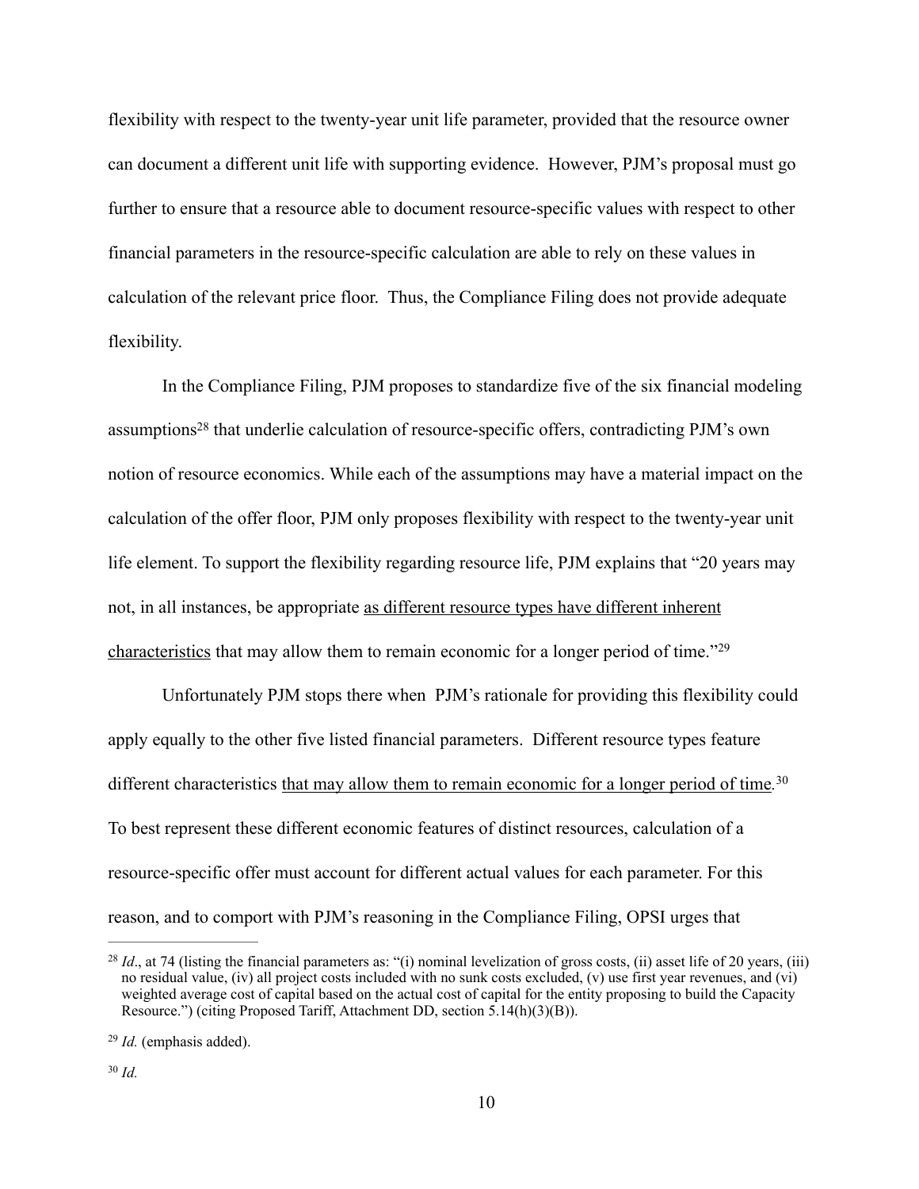flexibility with respect to the twenty-year unit life parameter, provided that the resource owner can document a different unit life with supporting evidence. However, PJM's proposal must go further to ensure that a resource able to document resource-specific values with respect to other financial parameters in the resource-specific calculation are able to rely on these values in calculation of the relevant price floor. Thus, the Compliance Filing does not provide adequate flexibility.

In the Compliance Filing, PJM proposes to standardize five of the six financial modeling assumptions[28] that underlie calculation of resource-specific offers, contradicting PJM's own notion of resource economics. While each of the assumptions may have a material impact on the calculation of the offer floor, PJM only proposes flexibility with respect to the twenty-year unit life element. To support the flexibility regarding resource life, PJM explains that "20 years may not, in all instances, be appropriate <u>as different resource types have different inherent characteristics</u> that may allow them to remain economic for a longer period of time."[29]

Unfortunately PJM stops there when PJM's rationale for providing this flexibility could apply equally to the other five listed financial parameters. Different resource types feature different characteristics <u>that may allow them to remain economic for a longer period of time</u>.[30] To best represent these different economic features of distinct resources, calculation of a resource-specific offer must account for different actual values for each parameter. For this reason, and to comport with PJM's reasoning in the Compliance Filing, OPSI urges that

---

[28] *Id*., at 74 (listing the financial parameters as: "(i) nominal levelization of gross costs, (ii) asset life of 20 years, (iii) no residual value, (iv) all project costs included with no sunk costs excluded, (v) use first year revenues, and (vi) weighted average cost of capital based on the actual cost of capital for the entity proposing to build the Capacity Resource.") (citing Proposed Tariff, Attachment DD, section 5.14(h)(3)(B)).

[29] *Id.* (emphasis added).

[30] *Id.*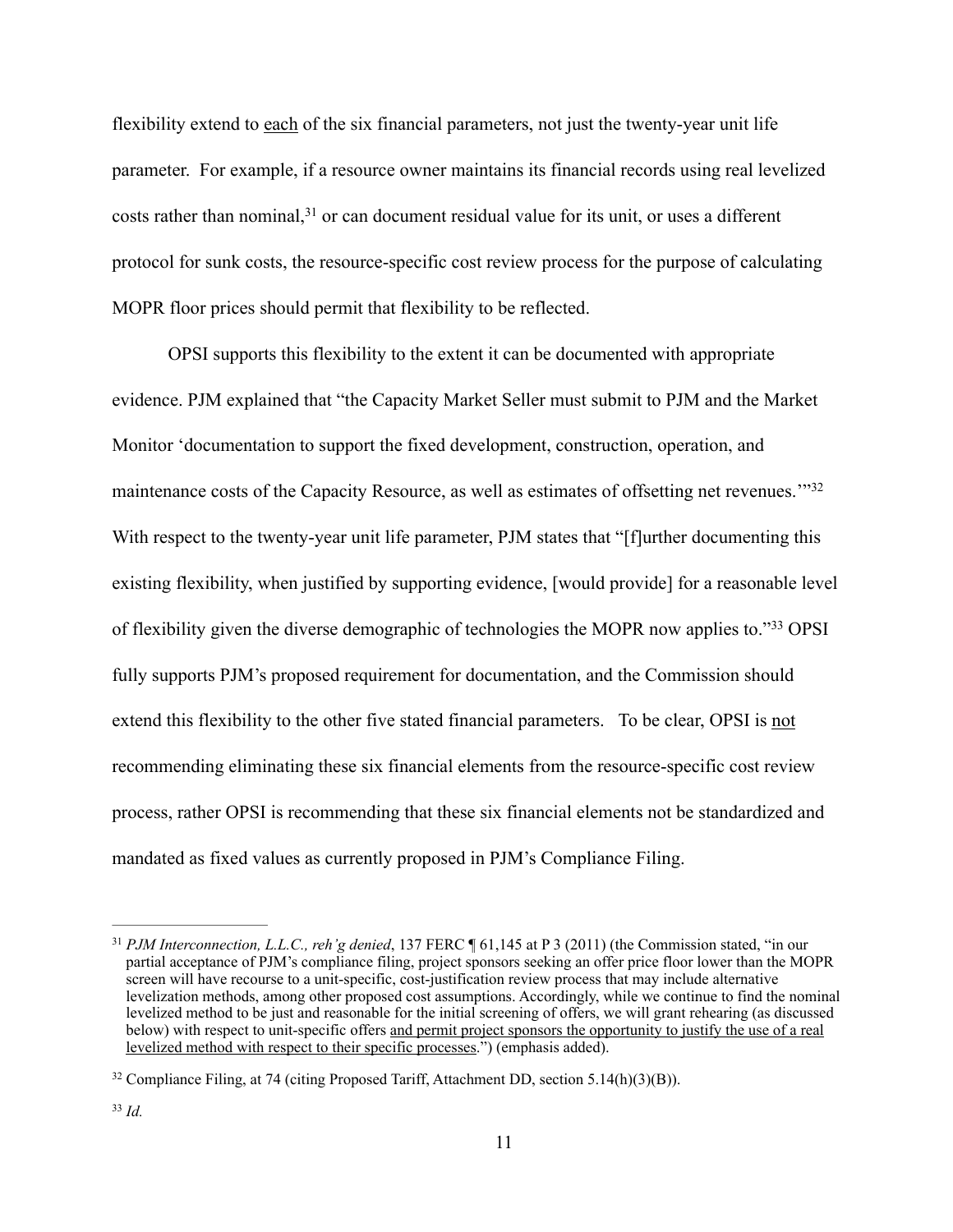flexibility extend to <u>each</u> of the six financial parameters, not just the twenty-year unit life parameter. For example, if a resource owner maintains its financial records using real levelized costs rather than nominal,[31] or can document residual value for its unit, or uses a different protocol for sunk costs, the resource-specific cost review process for the purpose of calculating MOPR floor prices should permit that flexibility to be reflected.

OPSI supports this flexibility to the extent it can be documented with appropriate evidence. PJM explained that "the Capacity Market Seller must submit to PJM and the Market Monitor 'documentation to support the fixed development, construction, operation, and maintenance costs of the Capacity Resource, as well as estimates of offsetting net revenues.'"[32] With respect to the twenty-year unit life parameter, PJM states that "[f]urther documenting this existing flexibility, when justified by supporting evidence, [would provide] for a reasonable level of flexibility given the diverse demographic of technologies the MOPR now applies to."[33] OPSI fully supports PJM's proposed requirement for documentation, and the Commission should extend this flexibility to the other five stated financial parameters. To be clear, OPSI is <u>not</u> recommending eliminating these six financial elements from the resource-specific cost review process, rather OPSI is recommending that these six financial elements not be standardized and mandated as fixed values as currently proposed in PJM's Compliance Filing.

---

[31] *PJM Interconnection, L.L.C., reh'g denied*, 137 FERC ¶ 61,145 at P 3 (2011) (the Commission stated, "in our partial acceptance of PJM's compliance filing, project sponsors seeking an offer price floor lower than the MOPR screen will have recourse to a unit-specific, cost-justification review process that may include alternative levelization methods, among other proposed cost assumptions. Accordingly, while we continue to find the nominal levelized method to be just and reasonable for the initial screening of offers, we will grant rehearing (as discussed below) with respect to unit-specific offers <u>and permit project sponsors the opportunity to justify the use of a real levelized method with respect to their specific processes</u>.") (emphasis added).

[32] Compliance Filing, at 74 (citing Proposed Tariff, Attachment DD, section 5.14(h)(3)(B)).

[33] *Id.*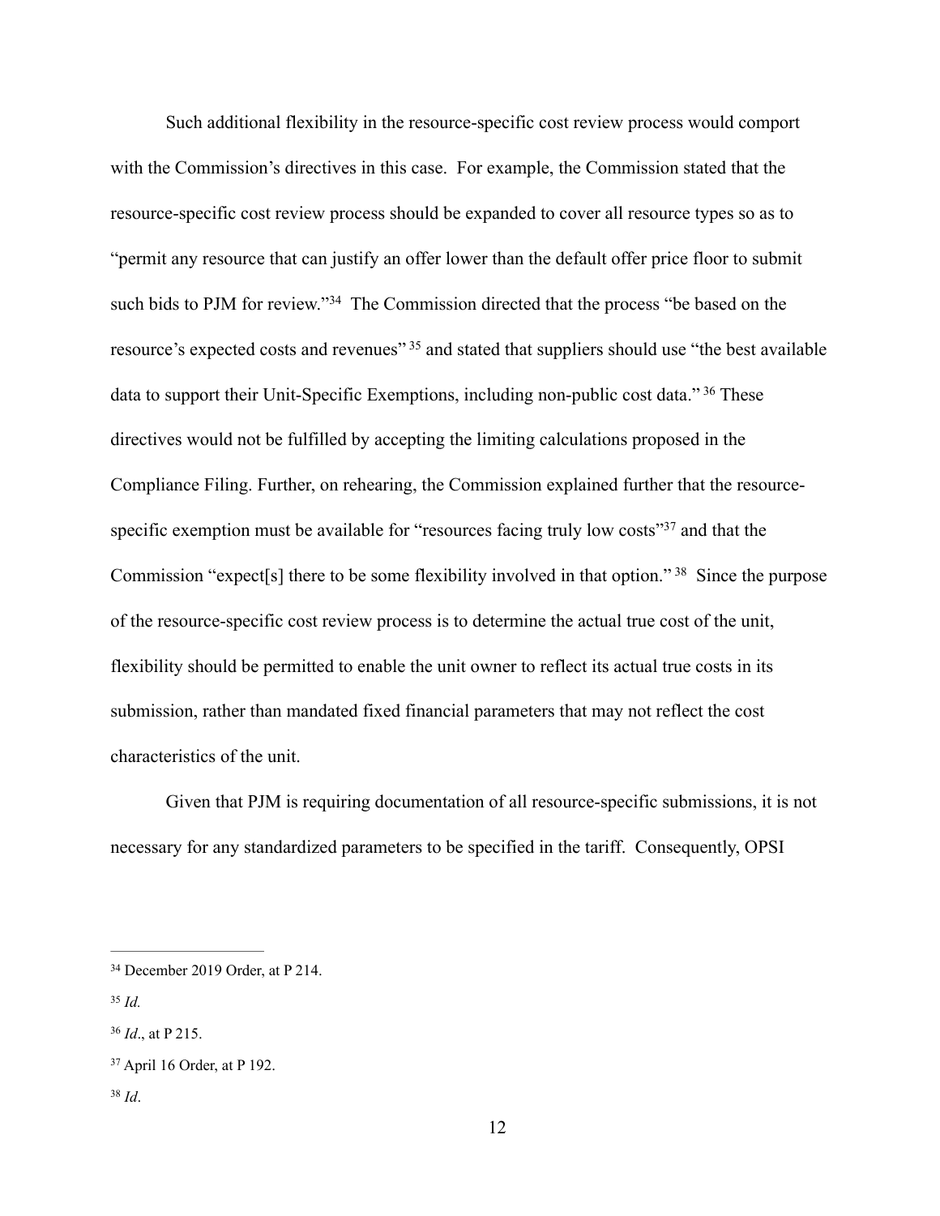Such additional flexibility in the resource-specific cost review process would comport with the Commission's directives in this case. For example, the Commission stated that the resource-specific cost review process should be expanded to cover all resource types so as to "permit any resource that can justify an offer lower than the default offer price floor to submit such bids to PJM for review."[34] The Commission directed that the process "be based on the resource's expected costs and revenues"[35] and stated that suppliers should use "the best available data to support their Unit-Specific Exemptions, including non-public cost data."[36] These directives would not be fulfilled by accepting the limiting calculations proposed in the Compliance Filing. Further, on rehearing, the Commission explained further that the resource-specific exemption must be available for "resources facing truly low costs"[37] and that the Commission "expect[s] there to be some flexibility involved in that option."[38] Since the purpose of the resource-specific cost review process is to determine the actual true cost of the unit, flexibility should be permitted to enable the unit owner to reflect its actual true costs in its submission, rather than mandated fixed financial parameters that may not reflect the cost characteristics of the unit.

Given that PJM is requiring documentation of all resource-specific submissions, it is not necessary for any standardized parameters to be specified in the tariff. Consequently, OPSI

---

[34] December 2019 Order, at P 214.

[35] *Id.*

[36] *Id*., at P 215.

[37] April 16 Order, at P 192.

[38] *Id*.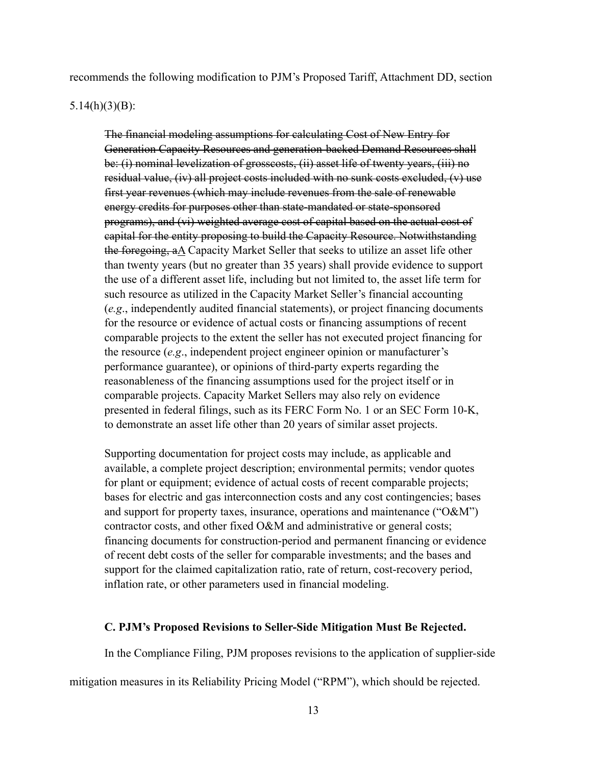recommends the following modification to PJM's Proposed Tariff, Attachment DD, section 5.14(h)(3)(B):

> ~~The financial modeling assumptions for calculating Cost of New Entry for Generation Capacity Resources and generation-backed Demand Resources shall be: (i) nominal levelization of grosscosts, (ii) asset life of twenty years, (iii) no residual value, (iv) all project costs included with no sunk costs excluded, (v) use first year revenues (which may include revenues from the sale of renewable energy credits for purposes other than state-mandated or state-sponsored programs), and (vi) weighted average cost of capital based on the actual cost of capital for the entity proposing to build the Capacity Resource. Notwithstanding the foregoing, a~~<u>A</u> Capacity Market Seller that seeks to utilize an asset life other than twenty years (but no greater than 35 years) shall provide evidence to support the use of a different asset life, including but not limited to, the asset life term for such resource as utilized in the Capacity Market Seller's financial accounting (*e.g*., independently audited financial statements), or project financing documents for the resource or evidence of actual costs or financing assumptions of recent comparable projects to the extent the seller has not executed project financing for the resource (*e.g*., independent project engineer opinion or manufacturer's performance guarantee), or opinions of third-party experts regarding the reasonableness of the financing assumptions used for the project itself or in comparable projects. Capacity Market Sellers may also rely on evidence presented in federal filings, such as its FERC Form No. 1 or an SEC Form 10-K, to demonstrate an asset life other than 20 years of similar asset projects.
>
> Supporting documentation for project costs may include, as applicable and available, a complete project description; environmental permits; vendor quotes for plant or equipment; evidence of actual costs of recent comparable projects; bases for electric and gas interconnection costs and any cost contingencies; bases and support for property taxes, insurance, operations and maintenance ("O&M") contractor costs, and other fixed O&M and administrative or general costs; financing documents for construction-period and permanent financing or evidence of recent debt costs of the seller for comparable investments; and the bases and support for the claimed capitalization ratio, rate of return, cost-recovery period, inflation rate, or other parameters used in financial modeling.

### C. PJM's Proposed Revisions to Seller-Side Mitigation Must Be Rejected.

In the Compliance Filing, PJM proposes revisions to the application of supplier-side mitigation measures in its Reliability Pricing Model ("RPM"), which should be rejected.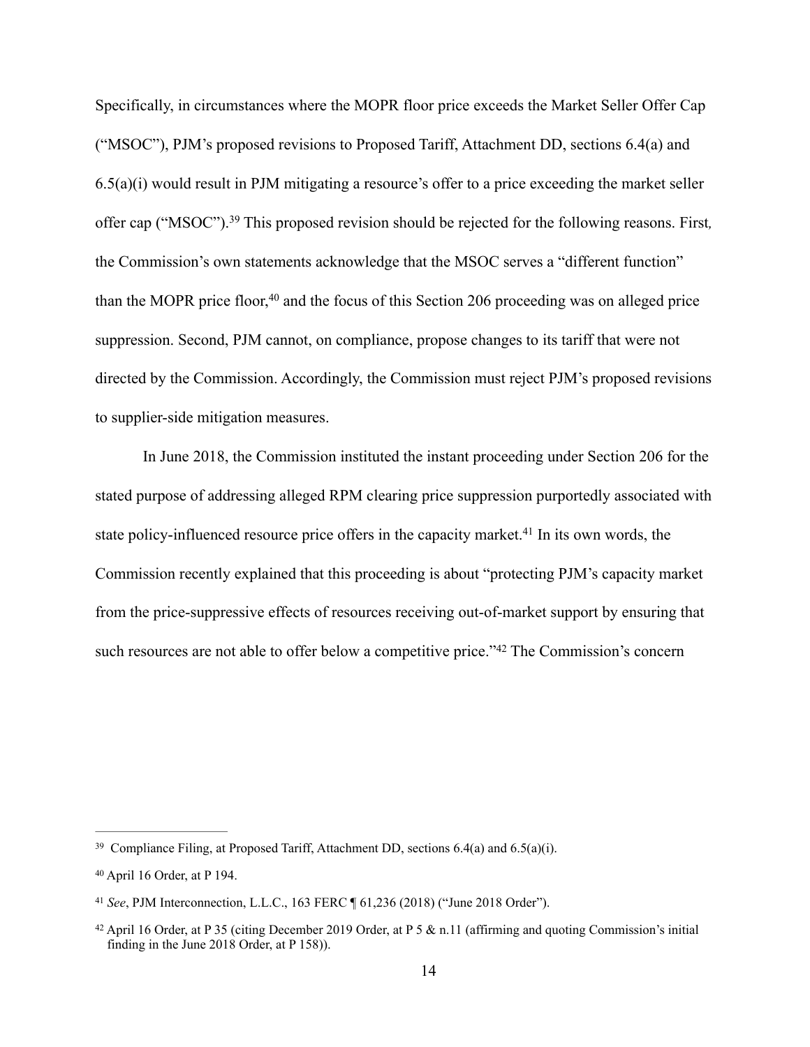Specifically, in circumstances where the MOPR floor price exceeds the Market Seller Offer Cap ("MSOC"), PJM's proposed revisions to Proposed Tariff, Attachment DD, sections 6.4(a) and 6.5(a)(i) would result in PJM mitigating a resource's offer to a price exceeding the market seller offer cap ("MSOC").[39] This proposed revision should be rejected for the following reasons. First, the Commission's own statements acknowledge that the MSOC serves a "different function" than the MOPR price floor,[40] and the focus of this Section 206 proceeding was on alleged price suppression. Second, PJM cannot, on compliance, propose changes to its tariff that were not directed by the Commission. Accordingly, the Commission must reject PJM's proposed revisions to supplier-side mitigation measures.

In June 2018, the Commission instituted the instant proceeding under Section 206 for the stated purpose of addressing alleged RPM clearing price suppression purportedly associated with state policy-influenced resource price offers in the capacity market.[41] In its own words, the Commission recently explained that this proceeding is about "protecting PJM's capacity market from the price-suppressive effects of resources receiving out-of-market support by ensuring that such resources are not able to offer below a competitive price."[42] The Commission's concern

---

[39] Compliance Filing, at Proposed Tariff, Attachment DD, sections 6.4(a) and 6.5(a)(i).

[40] April 16 Order, at P 194.

[41] *See*, PJM Interconnection, L.L.C., 163 FERC ¶ 61,236 (2018) ("June 2018 Order").

[42] April 16 Order, at P 35 (citing December 2019 Order, at P 5 & n.11 (affirming and quoting Commission's initial finding in the June 2018 Order, at P 158)).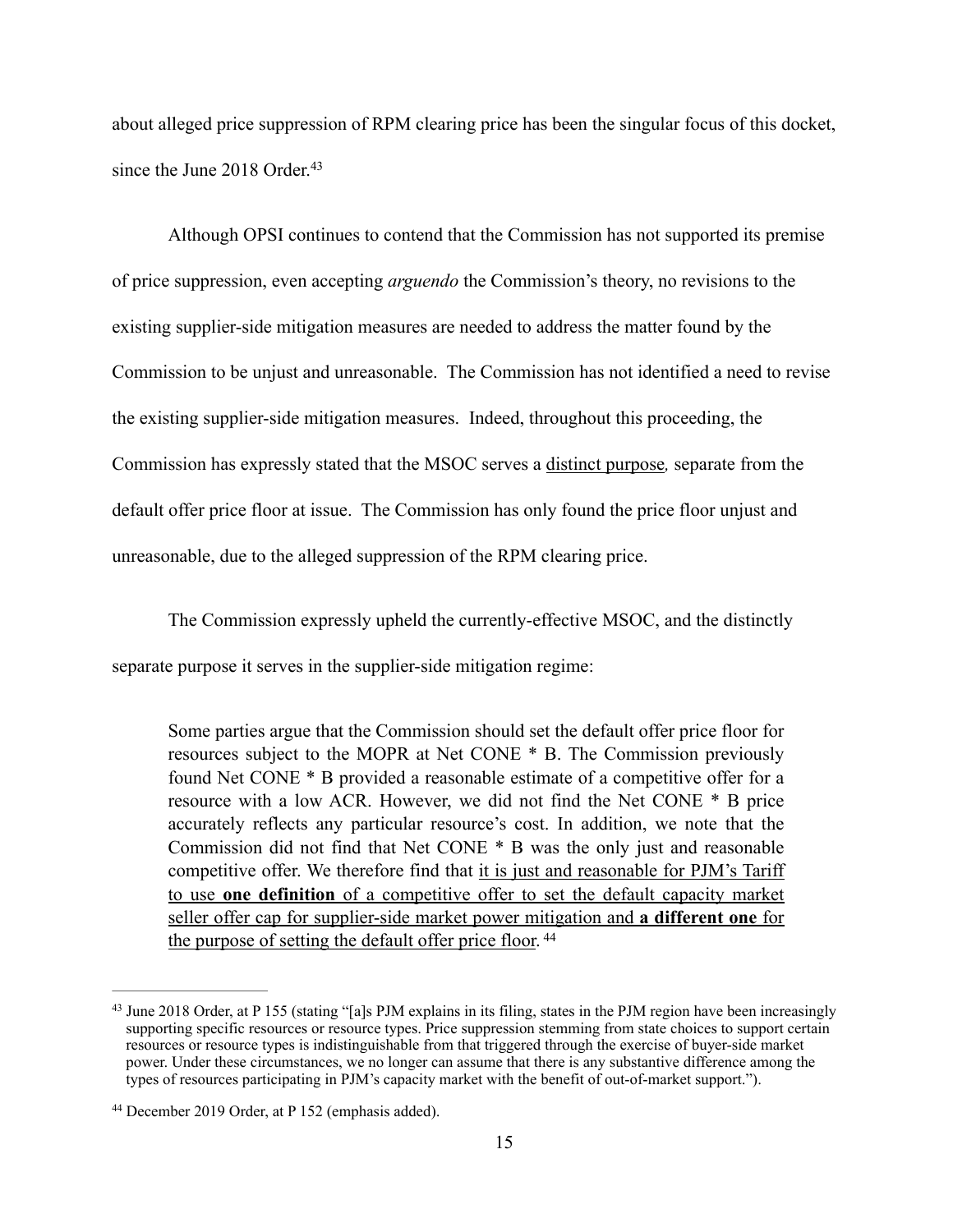about alleged price suppression of RPM clearing price has been the singular focus of this docket, since the June 2018 Order.[43]

Although OPSI continues to contend that the Commission has not supported its premise of price suppression, even accepting *arguendo* the Commission's theory, no revisions to the existing supplier-side mitigation measures are needed to address the matter found by the Commission to be unjust and unreasonable. The Commission has not identified a need to revise the existing supplier-side mitigation measures. Indeed, throughout this proceeding, the Commission has expressly stated that the MSOC serves a <u>distinct purpose</u>*,* separate from the default offer price floor at issue. The Commission has only found the price floor unjust and unreasonable, due to the alleged suppression of the RPM clearing price.

The Commission expressly upheld the currently-effective MSOC, and the distinctly separate purpose it serves in the supplier-side mitigation regime:

> Some parties argue that the Commission should set the default offer price floor for resources subject to the MOPR at Net CONE * B. The Commission previously found Net CONE * B provided a reasonable estimate of a competitive offer for a resource with a low ACR. However, we did not find the Net CONE * B price accurately reflects any particular resource's cost. In addition, we note that the Commission did not find that Net CONE * B was the only just and reasonable competitive offer. We therefore find that <u>it is just and reasonable for PJM's Tariff to use **one definition** of a competitive offer to set the default capacity market seller offer cap for supplier-side market power mitigation and **a different one** for the purpose of setting the default offer price floor</u>.[44]

---

[43] June 2018 Order, at P 155 (stating "[a]s PJM explains in its filing, states in the PJM region have been increasingly supporting specific resources or resource types. Price suppression stemming from state choices to support certain resources or resource types is indistinguishable from that triggered through the exercise of buyer-side market power. Under these circumstances, we no longer can assume that there is any substantive difference among the types of resources participating in PJM's capacity market with the benefit of out-of-market support.").

[44] December 2019 Order, at P 152 (emphasis added).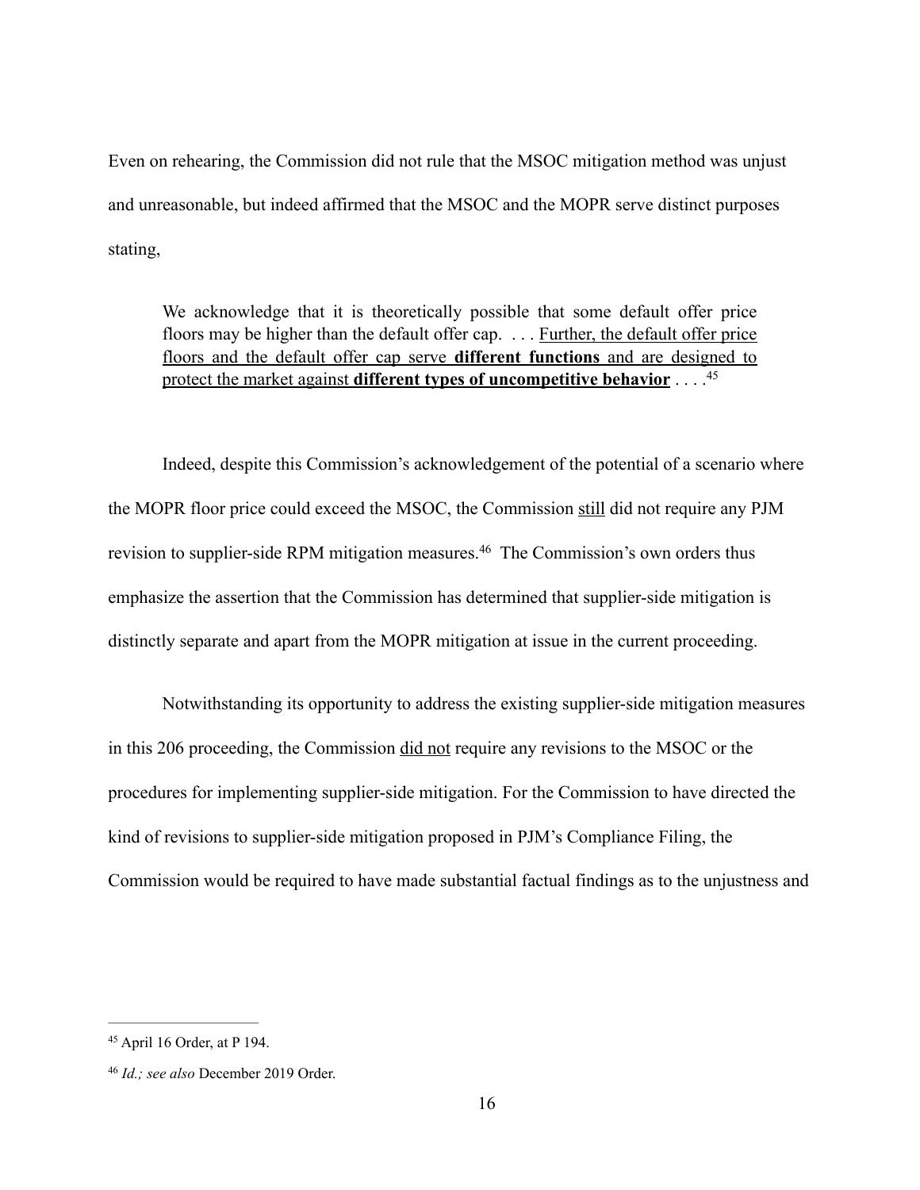Even on rehearing, the Commission did not rule that the MSOC mitigation method was unjust and unreasonable, but indeed affirmed that the MSOC and the MOPR serve distinct purposes stating,

> We acknowledge that it is theoretically possible that some default offer price floors may be higher than the default offer cap. . . . <u>Further, the default offer price floors and the default offer cap serve **different functions** and are designed to protect the market against **different types of uncompetitive behavior**</u> . . . .[45]

Indeed, despite this Commission's acknowledgement of the potential of a scenario where the MOPR floor price could exceed the MSOC, the Commission <u>still</u> did not require any PJM revision to supplier-side RPM mitigation measures.[46] The Commission's own orders thus emphasize the assertion that the Commission has determined that supplier-side mitigation is distinctly separate and apart from the MOPR mitigation at issue in the current proceeding.

Notwithstanding its opportunity to address the existing supplier-side mitigation measures in this 206 proceeding, the Commission <u>did not</u> require any revisions to the MSOC or the procedures for implementing supplier-side mitigation. For the Commission to have directed the kind of revisions to supplier-side mitigation proposed in PJM's Compliance Filing, the Commission would be required to have made substantial factual findings as to the unjustness and

---

[45] April 16 Order, at P 194.

[46] *Id.; see also* December 2019 Order.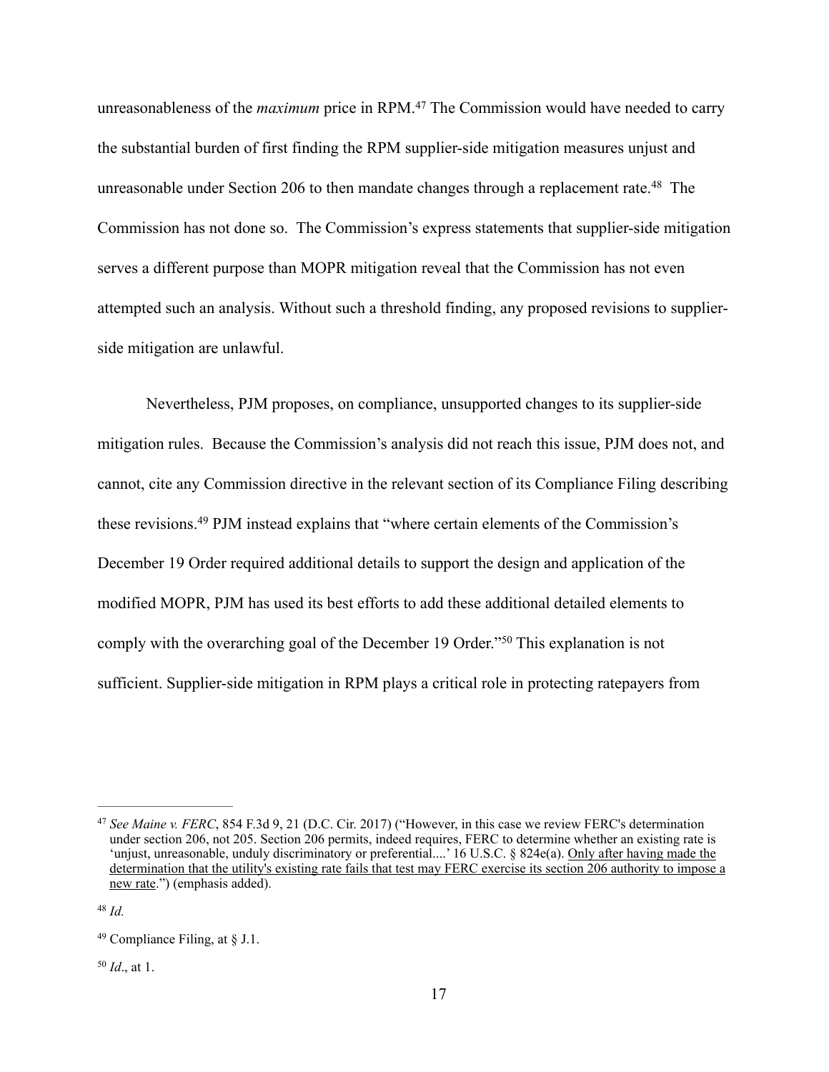unreasonableness of the *maximum* price in RPM.[47] The Commission would have needed to carry the substantial burden of first finding the RPM supplier-side mitigation measures unjust and unreasonable under Section 206 to then mandate changes through a replacement rate.[48] The Commission has not done so. The Commission's express statements that supplier-side mitigation serves a different purpose than MOPR mitigation reveal that the Commission has not even attempted such an analysis. Without such a threshold finding, any proposed revisions to supplier-side mitigation are unlawful.

Nevertheless, PJM proposes, on compliance, unsupported changes to its supplier-side mitigation rules. Because the Commission's analysis did not reach this issue, PJM does not, and cannot, cite any Commission directive in the relevant section of its Compliance Filing describing these revisions.[49] PJM instead explains that "where certain elements of the Commission's December 19 Order required additional details to support the design and application of the modified MOPR, PJM has used its best efforts to add these additional detailed elements to comply with the overarching goal of the December 19 Order."[50] This explanation is not sufficient. Supplier-side mitigation in RPM plays a critical role in protecting ratepayers from

---

[47] *See Maine v. FERC*, 854 F.3d 9, 21 (D.C. Cir. 2017) ("However, in this case we review FERC's determination under section 206, not 205. Section 206 permits, indeed requires, FERC to determine whether an existing rate is 'unjust, unreasonable, unduly discriminatory or preferential....' 16 U.S.C. § 824e(a). <u>Only after having made the determination that the utility's existing rate fails that test may FERC exercise its section 206 authority to impose a new rate</u>.") (emphasis added).

[48] *Id.*

[49] Compliance Filing, at § J.1.

[50] *Id*., at 1.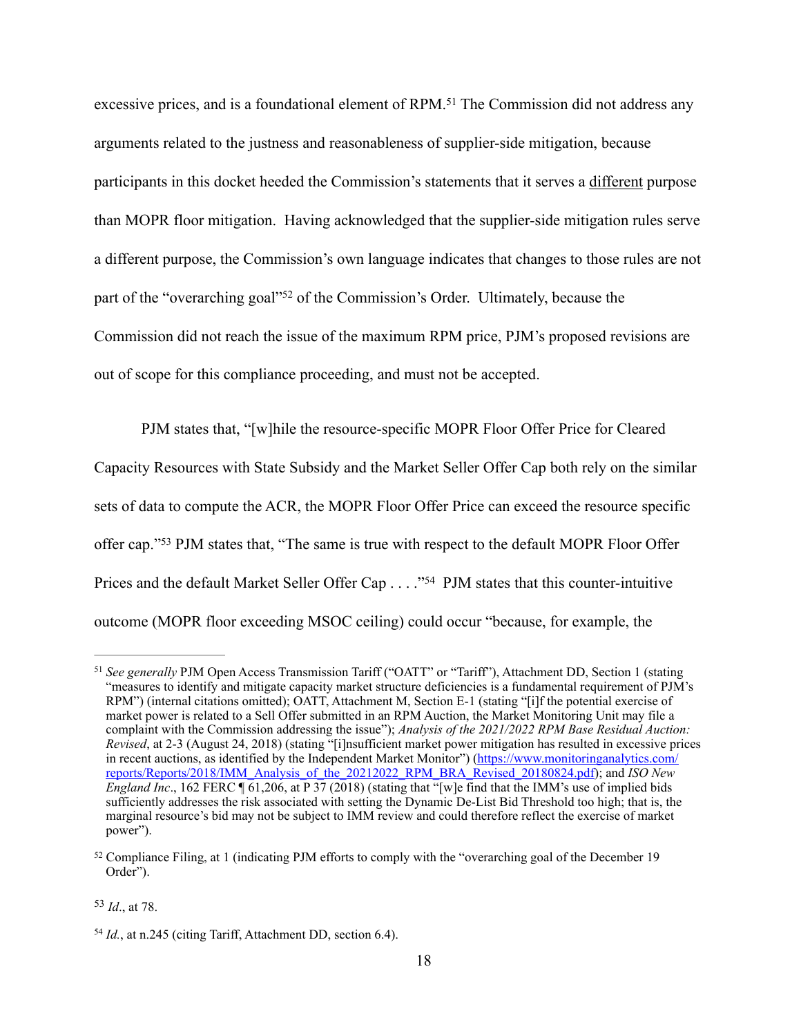excessive prices, and is a foundational element of RPM.[51] The Commission did not address any arguments related to the justness and reasonableness of supplier-side mitigation, because participants in this docket heeded the Commission's statements that it serves a <u>different</u> purpose than MOPR floor mitigation. Having acknowledged that the supplier-side mitigation rules serve a different purpose, the Commission's own language indicates that changes to those rules are not part of the "overarching goal"[52] of the Commission's Order. Ultimately, because the Commission did not reach the issue of the maximum RPM price, PJM's proposed revisions are out of scope for this compliance proceeding, and must not be accepted.

PJM states that, "[w]hile the resource-specific MOPR Floor Offer Price for Cleared Capacity Resources with State Subsidy and the Market Seller Offer Cap both rely on the similar sets of data to compute the ACR, the MOPR Floor Offer Price can exceed the resource specific offer cap."[53] PJM states that, "The same is true with respect to the default MOPR Floor Offer Prices and the default Market Seller Offer Cap . . . ."[54] PJM states that this counter-intuitive outcome (MOPR floor exceeding MSOC ceiling) could occur "because, for example, the

---

[51] *See generally* PJM Open Access Transmission Tariff ("OATT" or "Tariff"), Attachment DD, Section 1 (stating "measures to identify and mitigate capacity market structure deficiencies is a fundamental requirement of PJM's RPM") (internal citations omitted); OATT, Attachment M, Section E-1 (stating "[i]f the potential exercise of market power is related to a Sell Offer submitted in an RPM Auction, the Market Monitoring Unit may file a complaint with the Commission addressing the issue"); *Analysis of the 2021/2022 RPM Base Residual Auction: Revised*, at 2-3 (August 24, 2018) (stating "[i]nsufficient market power mitigation has resulted in excessive prices in recent auctions, as identified by the Independent Market Monitor") (https://www.monitoringanalytics.com/reports/Reports/2018/IMM_Analysis_of_the_20212022_RPM_BRA_Revised_20180824.pdf); and *ISO New England Inc*., 162 FERC ¶ 61,206, at P 37 (2018) (stating that "[w]e find that the IMM's use of implied bids sufficiently addresses the risk associated with setting the Dynamic De-List Bid Threshold too high; that is, the marginal resource's bid may not be subject to IMM review and could therefore reflect the exercise of market power").

[52] Compliance Filing, at 1 (indicating PJM efforts to comply with the "overarching goal of the December 19 Order").

[53] *Id*., at 78.

[54] *Id*., at n.245 (citing Tariff, Attachment DD, section 6.4).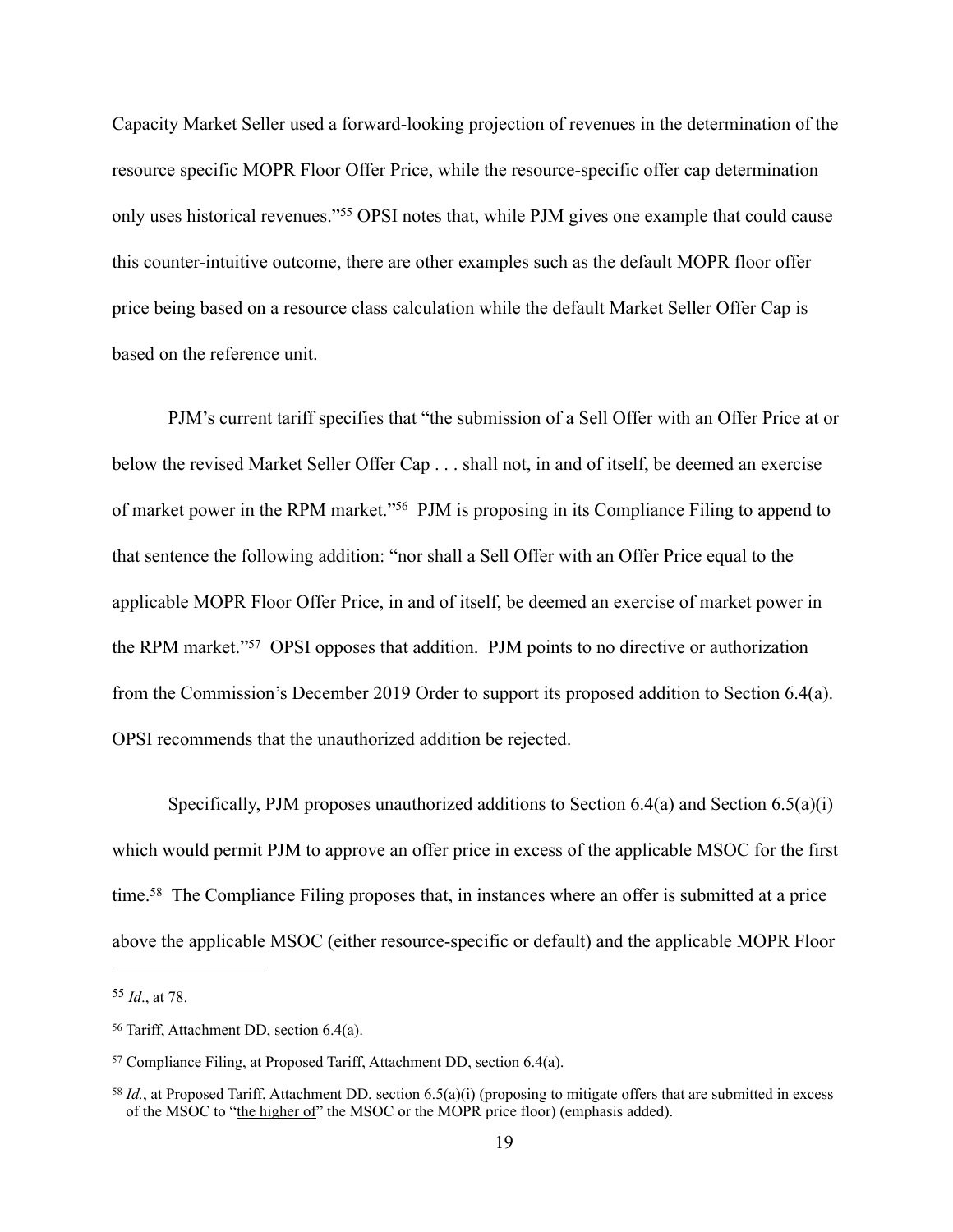Capacity Market Seller used a forward-looking projection of revenues in the determination of the resource specific MOPR Floor Offer Price, while the resource-specific offer cap determination only uses historical revenues."[55] OPSI notes that, while PJM gives one example that could cause this counter-intuitive outcome, there are other examples such as the default MOPR floor offer price being based on a resource class calculation while the default Market Seller Offer Cap is based on the reference unit.

PJM's current tariff specifies that "the submission of a Sell Offer with an Offer Price at or below the revised Market Seller Offer Cap . . . shall not, in and of itself, be deemed an exercise of market power in the RPM market."[56] PJM is proposing in its Compliance Filing to append to that sentence the following addition: "nor shall a Sell Offer with an Offer Price equal to the applicable MOPR Floor Offer Price, in and of itself, be deemed an exercise of market power in the RPM market."[57] OPSI opposes that addition. PJM points to no directive or authorization from the Commission's December 2019 Order to support its proposed addition to Section 6.4(a). OPSI recommends that the unauthorized addition be rejected.

Specifically, PJM proposes unauthorized additions to Section 6.4(a) and Section 6.5(a)(i) which would permit PJM to approve an offer price in excess of the applicable MSOC for the first time.[58] The Compliance Filing proposes that, in instances where an offer is submitted at a price above the applicable MSOC (either resource-specific or default) and the applicable MOPR Floor

---

[55] *Id*., at 78.

[56] Tariff, Attachment DD, section 6.4(a).

[57] Compliance Filing, at Proposed Tariff, Attachment DD, section 6.4(a).

[58] *Id.*, at Proposed Tariff, Attachment DD, section 6.5(a)(i) (proposing to mitigate offers that are submitted in excess of the MSOC to "the higher of" the MSOC or the MOPR price floor) (emphasis added).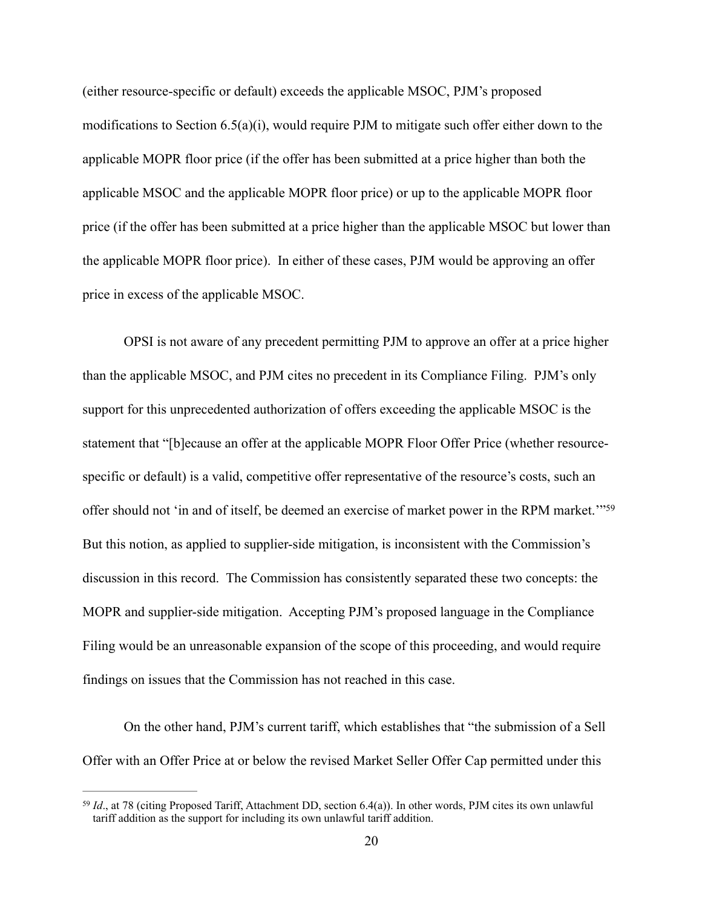(either resource-specific or default) exceeds the applicable MSOC, PJM's proposed modifications to Section 6.5(a)(i), would require PJM to mitigate such offer either down to the applicable MOPR floor price (if the offer has been submitted at a price higher than both the applicable MSOC and the applicable MOPR floor price) or up to the applicable MOPR floor price (if the offer has been submitted at a price higher than the applicable MSOC but lower than the applicable MOPR floor price). In either of these cases, PJM would be approving an offer price in excess of the applicable MSOC.

OPSI is not aware of any precedent permitting PJM to approve an offer at a price higher than the applicable MSOC, and PJM cites no precedent in its Compliance Filing. PJM's only support for this unprecedented authorization of offers exceeding the applicable MSOC is the statement that "[b]ecause an offer at the applicable MOPR Floor Offer Price (whether resource-specific or default) is a valid, competitive offer representative of the resource's costs, such an offer should not 'in and of itself, be deemed an exercise of market power in the RPM market.'"[59] But this notion, as applied to supplier-side mitigation, is inconsistent with the Commission's discussion in this record. The Commission has consistently separated these two concepts: the MOPR and supplier-side mitigation. Accepting PJM's proposed language in the Compliance Filing would be an unreasonable expansion of the scope of this proceeding, and would require findings on issues that the Commission has not reached in this case.

On the other hand, PJM's current tariff, which establishes that "the submission of a Sell Offer with an Offer Price at or below the revised Market Seller Offer Cap permitted under this

[59] *Id*., at 78 (citing Proposed Tariff, Attachment DD, section 6.4(a)). In other words, PJM cites its own unlawful tariff addition as the support for including its own unlawful tariff addition.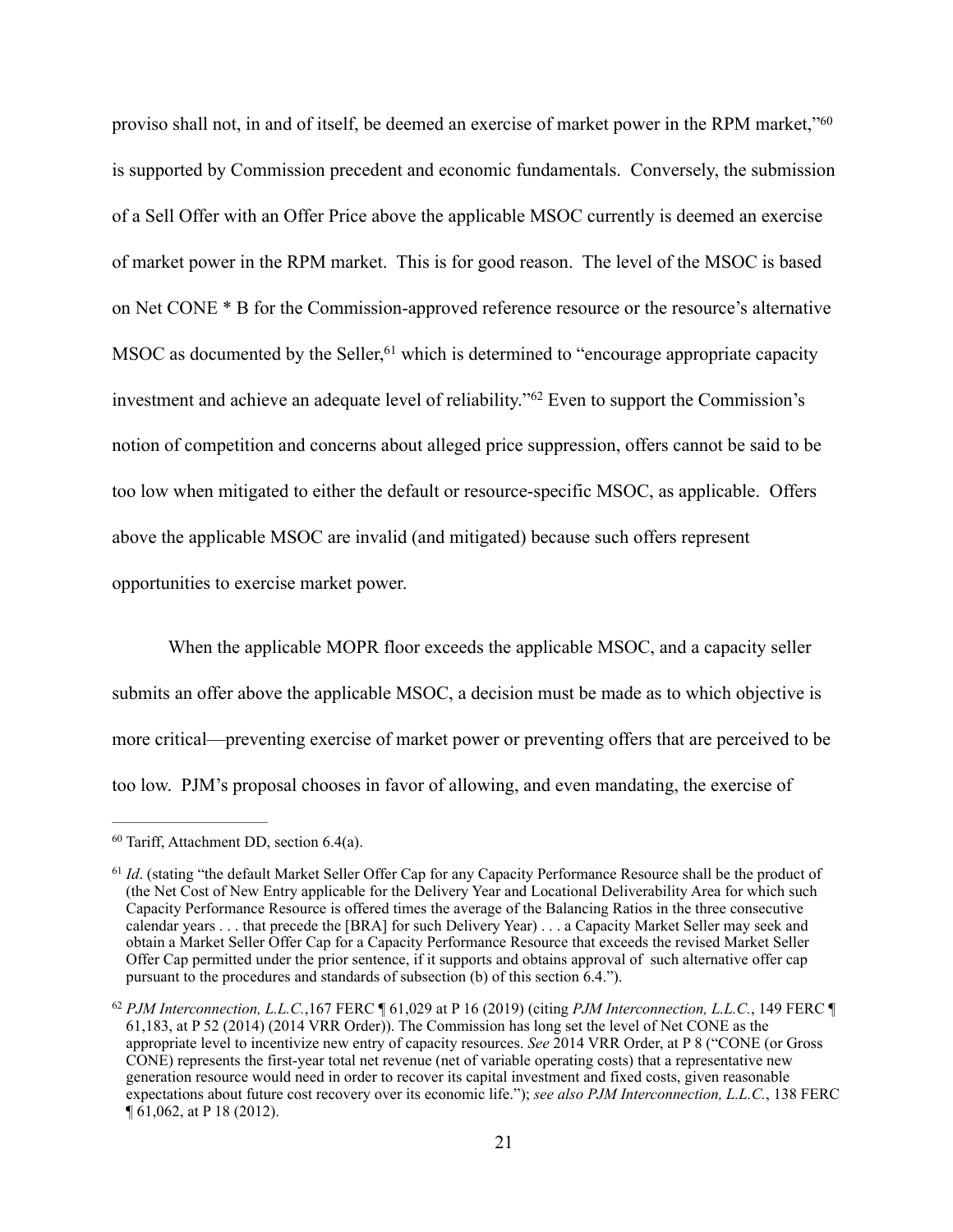proviso shall not, in and of itself, be deemed an exercise of market power in the RPM market,"[60] is supported by Commission precedent and economic fundamentals. Conversely, the submission of a Sell Offer with an Offer Price above the applicable MSOC currently is deemed an exercise of market power in the RPM market. This is for good reason. The level of the MSOC is based on Net CONE * B for the Commission-approved reference resource or the resource's alternative MSOC as documented by the Seller,[61] which is determined to "encourage appropriate capacity investment and achieve an adequate level of reliability."[62] Even to support the Commission's notion of competition and concerns about alleged price suppression, offers cannot be said to be too low when mitigated to either the default or resource-specific MSOC, as applicable. Offers above the applicable MSOC are invalid (and mitigated) because such offers represent opportunities to exercise market power.

When the applicable MOPR floor exceeds the applicable MSOC, and a capacity seller submits an offer above the applicable MSOC, a decision must be made as to which objective is more critical—preventing exercise of market power or preventing offers that are perceived to be too low. PJM's proposal chooses in favor of allowing, and even mandating, the exercise of

---

[60] Tariff, Attachment DD, section 6.4(a).

[61] *Id*. (stating "the default Market Seller Offer Cap for any Capacity Performance Resource shall be the product of (the Net Cost of New Entry applicable for the Delivery Year and Locational Deliverability Area for which such Capacity Performance Resource is offered times the average of the Balancing Ratios in the three consecutive calendar years . . . that precede the [BRA] for such Delivery Year) . . . a Capacity Market Seller may seek and obtain a Market Seller Offer Cap for a Capacity Performance Resource that exceeds the revised Market Seller Offer Cap permitted under the prior sentence, if it supports and obtains approval of such alternative offer cap pursuant to the procedures and standards of subsection (b) of this section 6.4.").

[62] *PJM Interconnection, L.L.C.*,167 FERC ¶ 61,029 at P 16 (2019) (citing *PJM Interconnection, L.L.C.*, 149 FERC ¶ 61,183, at P 52 (2014) (2014 VRR Order)). The Commission has long set the level of Net CONE as the appropriate level to incentivize new entry of capacity resources. *See* 2014 VRR Order, at P 8 ("CONE (or Gross CONE) represents the first-year total net revenue (net of variable operating costs) that a representative new generation resource would need in order to recover its capital investment and fixed costs, given reasonable expectations about future cost recovery over its economic life."); *see also PJM Interconnection, L.L.C.*, 138 FERC ¶ 61,062, at P 18 (2012).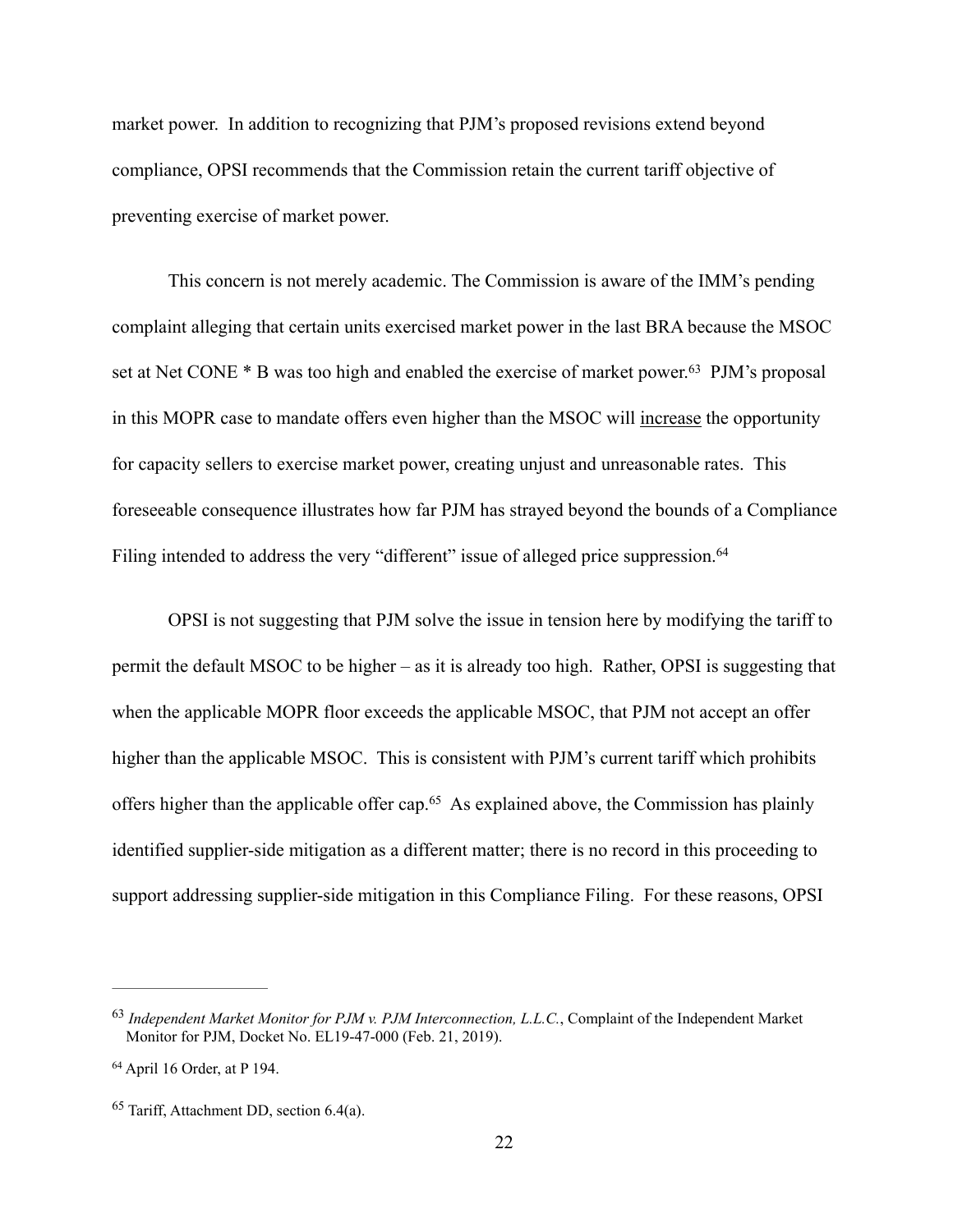market power. In addition to recognizing that PJM's proposed revisions extend beyond compliance, OPSI recommends that the Commission retain the current tariff objective of preventing exercise of market power.

This concern is not merely academic. The Commission is aware of the IMM's pending complaint alleging that certain units exercised market power in the last BRA because the MSOC set at Net CONE * B was too high and enabled the exercise of market power.[63] PJM's proposal in this MOPR case to mandate offers even higher than the MSOC will <u>increase</u> the opportunity for capacity sellers to exercise market power, creating unjust and unreasonable rates. This foreseeable consequence illustrates how far PJM has strayed beyond the bounds of a Compliance Filing intended to address the very "different" issue of alleged price suppression.[64]

OPSI is not suggesting that PJM solve the issue in tension here by modifying the tariff to permit the default MSOC to be higher – as it is already too high. Rather, OPSI is suggesting that when the applicable MOPR floor exceeds the applicable MSOC, that PJM not accept an offer higher than the applicable MSOC. This is consistent with PJM's current tariff which prohibits offers higher than the applicable offer cap.[65] As explained above, the Commission has plainly identified supplier-side mitigation as a different matter; there is no record in this proceeding to support addressing supplier-side mitigation in this Compliance Filing. For these reasons, OPSI

---

[63] *Independent Market Monitor for PJM v. PJM Interconnection, L.L.C.*, Complaint of the Independent Market Monitor for PJM, Docket No. EL19-47-000 (Feb. 21, 2019).

[64] April 16 Order, at P 194.

[65] Tariff, Attachment DD, section 6.4(a).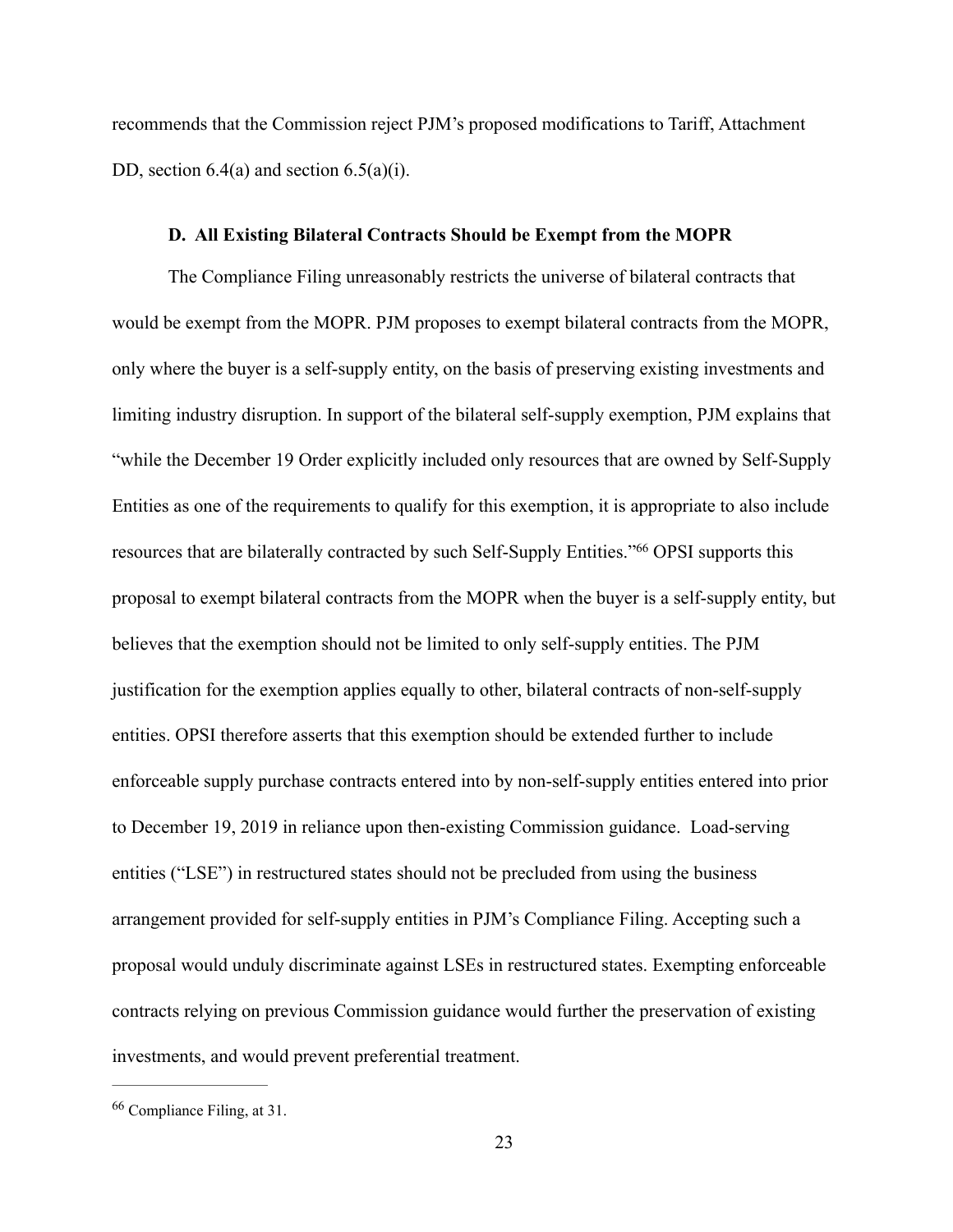recommends that the Commission reject PJM's proposed modifications to Tariff, Attachment DD, section 6.4(a) and section 6.5(a)(i).

### D. All Existing Bilateral Contracts Should be Exempt from the MOPR

The Compliance Filing unreasonably restricts the universe of bilateral contracts that would be exempt from the MOPR. PJM proposes to exempt bilateral contracts from the MOPR, only where the buyer is a self-supply entity, on the basis of preserving existing investments and limiting industry disruption. In support of the bilateral self-supply exemption, PJM explains that "while the December 19 Order explicitly included only resources that are owned by Self-Supply Entities as one of the requirements to qualify for this exemption, it is appropriate to also include resources that are bilaterally contracted by such Self-Supply Entities."[66] OPSI supports this proposal to exempt bilateral contracts from the MOPR when the buyer is a self-supply entity, but believes that the exemption should not be limited to only self-supply entities. The PJM justification for the exemption applies equally to other, bilateral contracts of non-self-supply entities. OPSI therefore asserts that this exemption should be extended further to include enforceable supply purchase contracts entered into by non-self-supply entities entered into prior to December 19, 2019 in reliance upon then-existing Commission guidance. Load-serving entities ("LSE") in restructured states should not be precluded from using the business arrangement provided for self-supply entities in PJM's Compliance Filing. Accepting such a proposal would unduly discriminate against LSEs in restructured states. Exempting enforceable contracts relying on previous Commission guidance would further the preservation of existing investments, and would prevent preferential treatment.

---

[66] Compliance Filing, at 31.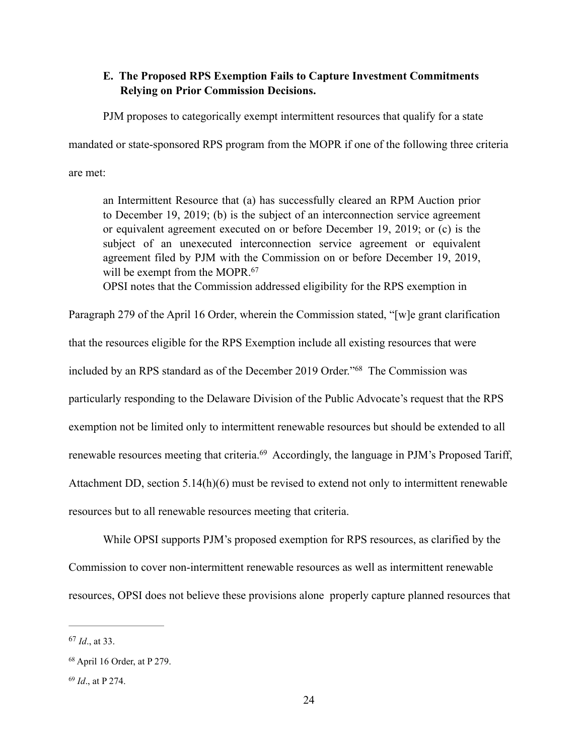### E. The Proposed RPS Exemption Fails to Capture Investment Commitments Relying on Prior Commission Decisions.

PJM proposes to categorically exempt intermittent resources that qualify for a state mandated or state-sponsored RPS program from the MOPR if one of the following three criteria are met:

> an Intermittent Resource that (a) has successfully cleared an RPM Auction prior to December 19, 2019; (b) is the subject of an interconnection service agreement or equivalent agreement executed on or before December 19, 2019; or (c) is the subject of an unexecuted interconnection service agreement or equivalent agreement filed by PJM with the Commission on or before December 19, 2019, will be exempt from the MOPR.[67]

OPSI notes that the Commission addressed eligibility for the RPS exemption in Paragraph 279 of the April 16 Order, wherein the Commission stated, "[w]e grant clarification that the resources eligible for the RPS Exemption include all existing resources that were included by an RPS standard as of the December 2019 Order."[68] The Commission was particularly responding to the Delaware Division of the Public Advocate's request that the RPS exemption not be limited only to intermittent renewable resources but should be extended to all renewable resources meeting that criteria.[69] Accordingly, the language in PJM's Proposed Tariff, Attachment DD, section 5.14(h)(6) must be revised to extend not only to intermittent renewable resources but to all renewable resources meeting that criteria.

While OPSI supports PJM's proposed exemption for RPS resources, as clarified by the Commission to cover non-intermittent renewable resources as well as intermittent renewable resources, OPSI does not believe these provisions alone properly capture planned resources that

---

[67] *Id*., at 33.

[68] April 16 Order, at P 279.

[69] *Id*., at P 274.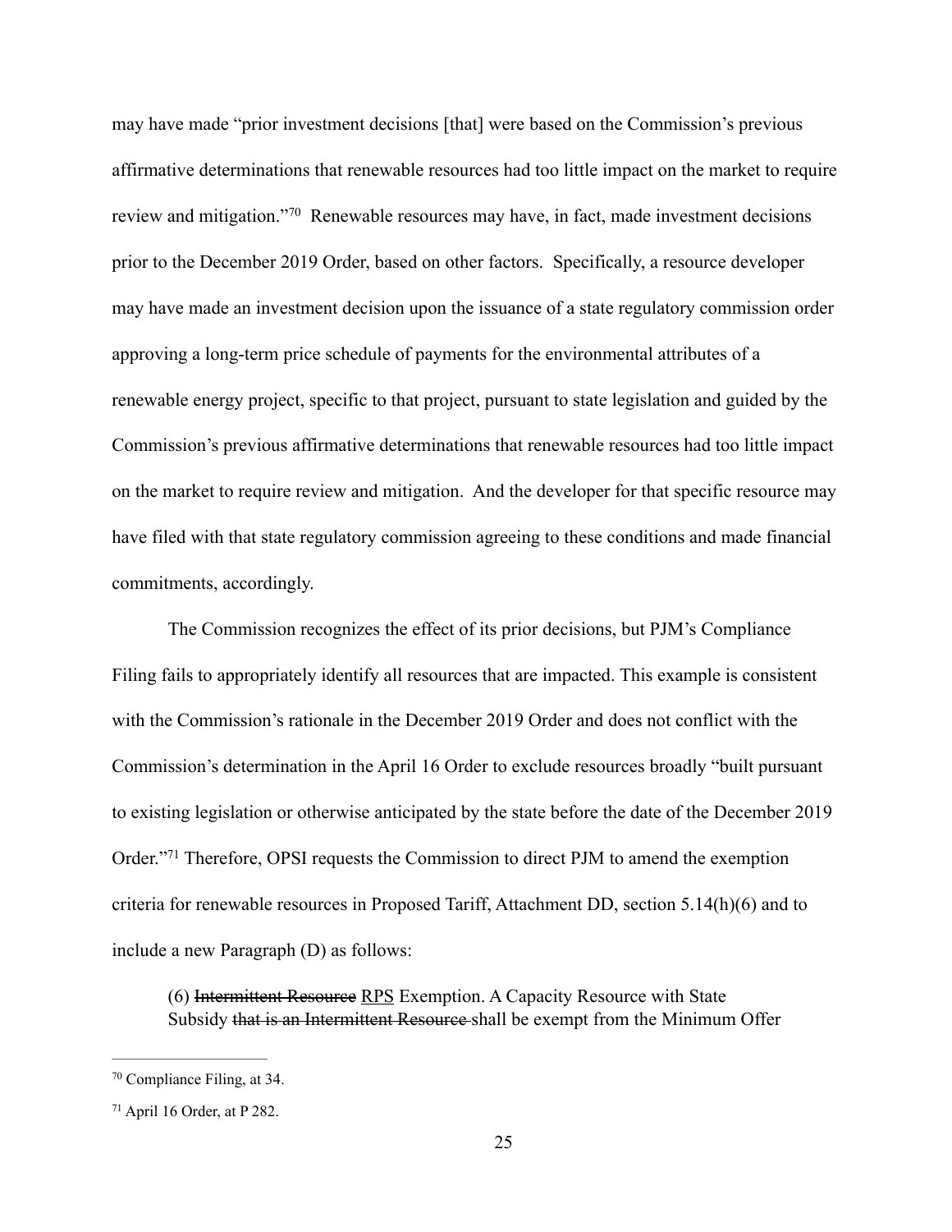may have made "prior investment decisions [that] were based on the Commission's previous affirmative determinations that renewable resources had too little impact on the market to require review and mitigation."[70] Renewable resources may have, in fact, made investment decisions prior to the December 2019 Order, based on other factors. Specifically, a resource developer may have made an investment decision upon the issuance of a state regulatory commission order approving a long-term price schedule of payments for the environmental attributes of a renewable energy project, specific to that project, pursuant to state legislation and guided by the Commission's previous affirmative determinations that renewable resources had too little impact on the market to require review and mitigation. And the developer for that specific resource may have filed with that state regulatory commission agreeing to these conditions and made financial commitments, accordingly.

The Commission recognizes the effect of its prior decisions, but PJM's Compliance Filing fails to appropriately identify all resources that are impacted. This example is consistent with the Commission's rationale in the December 2019 Order and does not conflict with the Commission's determination in the April 16 Order to exclude resources broadly "built pursuant to existing legislation or otherwise anticipated by the state before the date of the December 2019 Order."[71] Therefore, OPSI requests the Commission to direct PJM to amend the exemption criteria for renewable resources in Proposed Tariff, Attachment DD, section 5.14(h)(6) and to include a new Paragraph (D) as follows:

> (6) ~~Intermittent Resource~~ <u>RPS</u> Exemption. A Capacity Resource with State Subsidy ~~that is an Intermittent Resource~~ shall be exempt from the Minimum Offer

---

[70] Compliance Filing, at 34.

[71] April 16 Order, at P 282.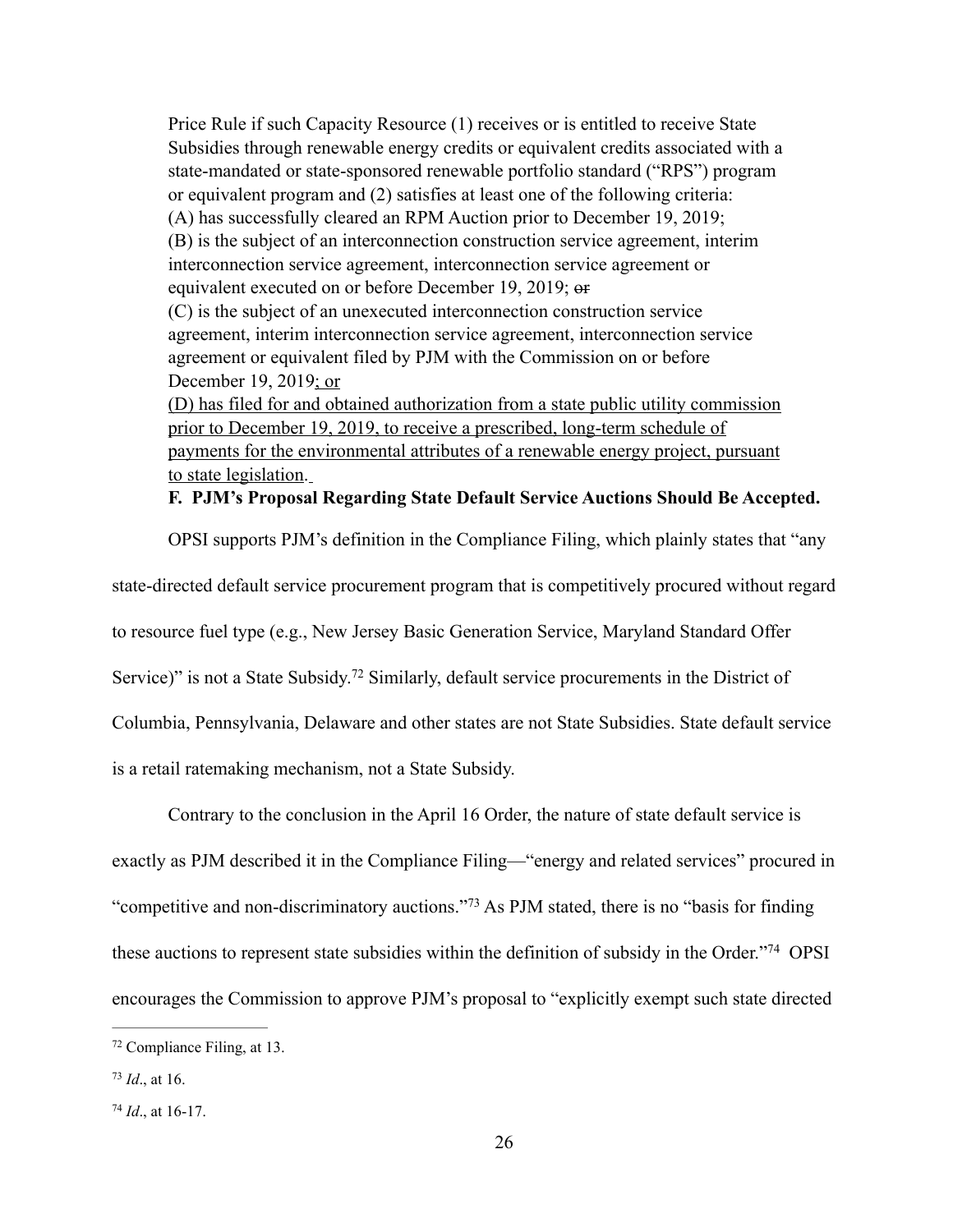Price Rule if such Capacity Resource (1) receives or is entitled to receive State Subsidies through renewable energy credits or equivalent credits associated with a state-mandated or state-sponsored renewable portfolio standard ("RPS") program or equivalent program and (2) satisfies at least one of the following criteria:
(A) has successfully cleared an RPM Auction prior to December 19, 2019;
(B) is the subject of an interconnection construction service agreement, interim interconnection service agreement, interconnection service agreement or equivalent executed on or before December 19, 2019; ~~or~~
(C) is the subject of an unexecuted interconnection construction service agreement, interim interconnection service agreement, interconnection service agreement or equivalent filed by PJM with the Commission on or before December 19, 2019<u>; or</u>
<u>(D) has filed for and obtained authorization from a state public utility commission prior to December 19, 2019, to receive a prescribed, long-term schedule of payments for the environmental attributes of a renewable energy project, pursuant to state legislation.</u>

**F. PJM's Proposal Regarding State Default Service Auctions Should Be Accepted.**

OPSI supports PJM's definition in the Compliance Filing, which plainly states that "any state-directed default service procurement program that is competitively procured without regard to resource fuel type (e.g., New Jersey Basic Generation Service, Maryland Standard Offer Service)" is not a State Subsidy.[72] Similarly, default service procurements in the District of Columbia, Pennsylvania, Delaware and other states are not State Subsidies. State default service is a retail ratemaking mechanism, not a State Subsidy.

Contrary to the conclusion in the April 16 Order, the nature of state default service is exactly as PJM described it in the Compliance Filing—"energy and related services" procured in "competitive and non-discriminatory auctions."[73] As PJM stated, there is no "basis for finding these auctions to represent state subsidies within the definition of subsidy in the Order."[74] OPSI encourages the Commission to approve PJM's proposal to "explicitly exempt such state directed

---

[72] Compliance Filing, at 13.

[73] *Id*., at 16.

[74] *Id*., at 16-17.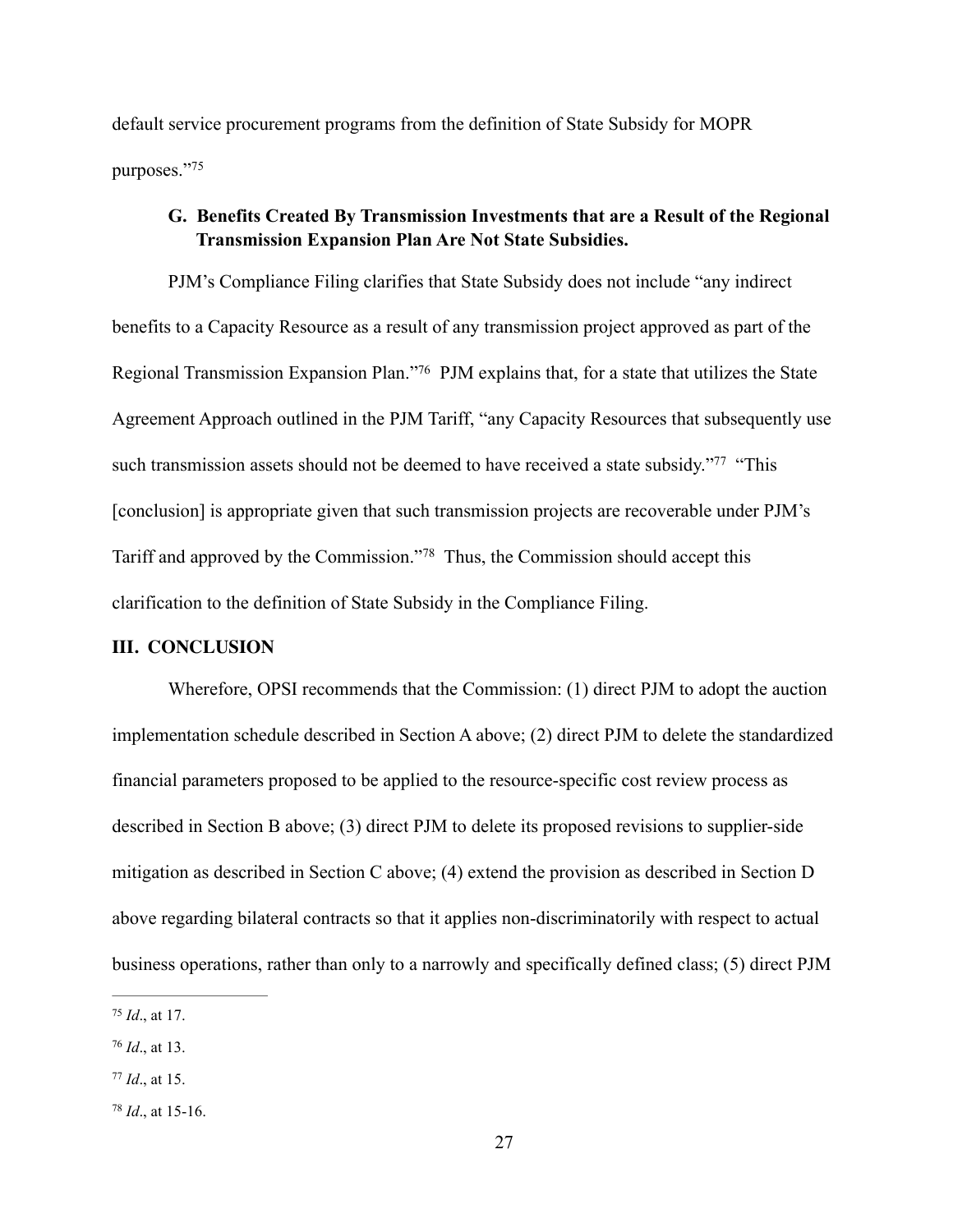default service procurement programs from the definition of State Subsidy for MOPR purposes."[75]

### G. Benefits Created By Transmission Investments that are a Result of the Regional Transmission Expansion Plan Are Not State Subsidies.

PJM's Compliance Filing clarifies that State Subsidy does not include "any indirect benefits to a Capacity Resource as a result of any transmission project approved as part of the Regional Transmission Expansion Plan."[76] PJM explains that, for a state that utilizes the State Agreement Approach outlined in the PJM Tariff, "any Capacity Resources that subsequently use such transmission assets should not be deemed to have received a state subsidy."[77] "This [conclusion] is appropriate given that such transmission projects are recoverable under PJM's Tariff and approved by the Commission."[78] Thus, the Commission should accept this clarification to the definition of State Subsidy in the Compliance Filing.

## III. CONCLUSION

Wherefore, OPSI recommends that the Commission: (1) direct PJM to adopt the auction implementation schedule described in Section A above; (2) direct PJM to delete the standardized financial parameters proposed to be applied to the resource-specific cost review process as described in Section B above; (3) direct PJM to delete its proposed revisions to supplier-side mitigation as described in Section C above; (4) extend the provision as described in Section D above regarding bilateral contracts so that it applies non-discriminatorily with respect to actual business operations, rather than only to a narrowly and specifically defined class; (5) direct PJM

---

[75] *Id*., at 17.

[76] *Id*., at 13.

[77] *Id*., at 15.

[78] *Id*., at 15-16.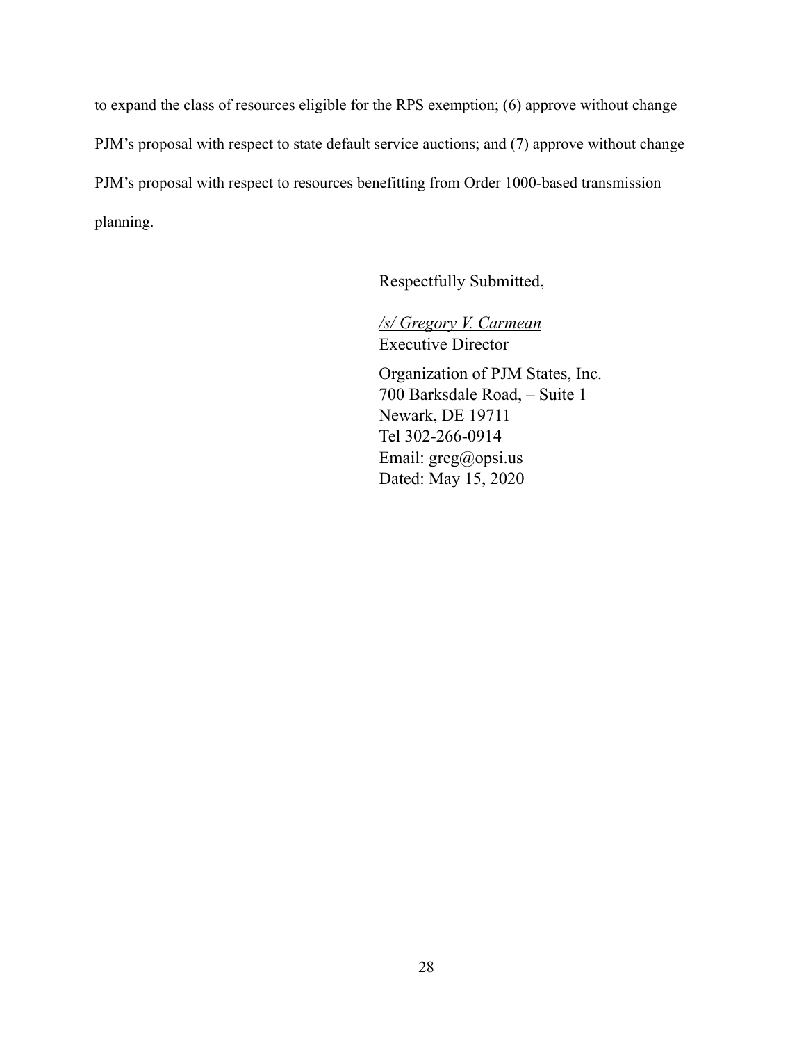to expand the class of resources eligible for the RPS exemption; (6) approve without change PJM's proposal with respect to state default service auctions; and (7) approve without change PJM's proposal with respect to resources benefitting from Order 1000-based transmission planning.

Respectfully Submitted,

*/s/ Gregory V. Carmean*
Executive Director

Organization of PJM States, Inc.
700 Barksdale Road, – Suite 1
Newark, DE 19711
Tel 302-266-0914
Email: greg@opsi.us
Dated: May 15, 2020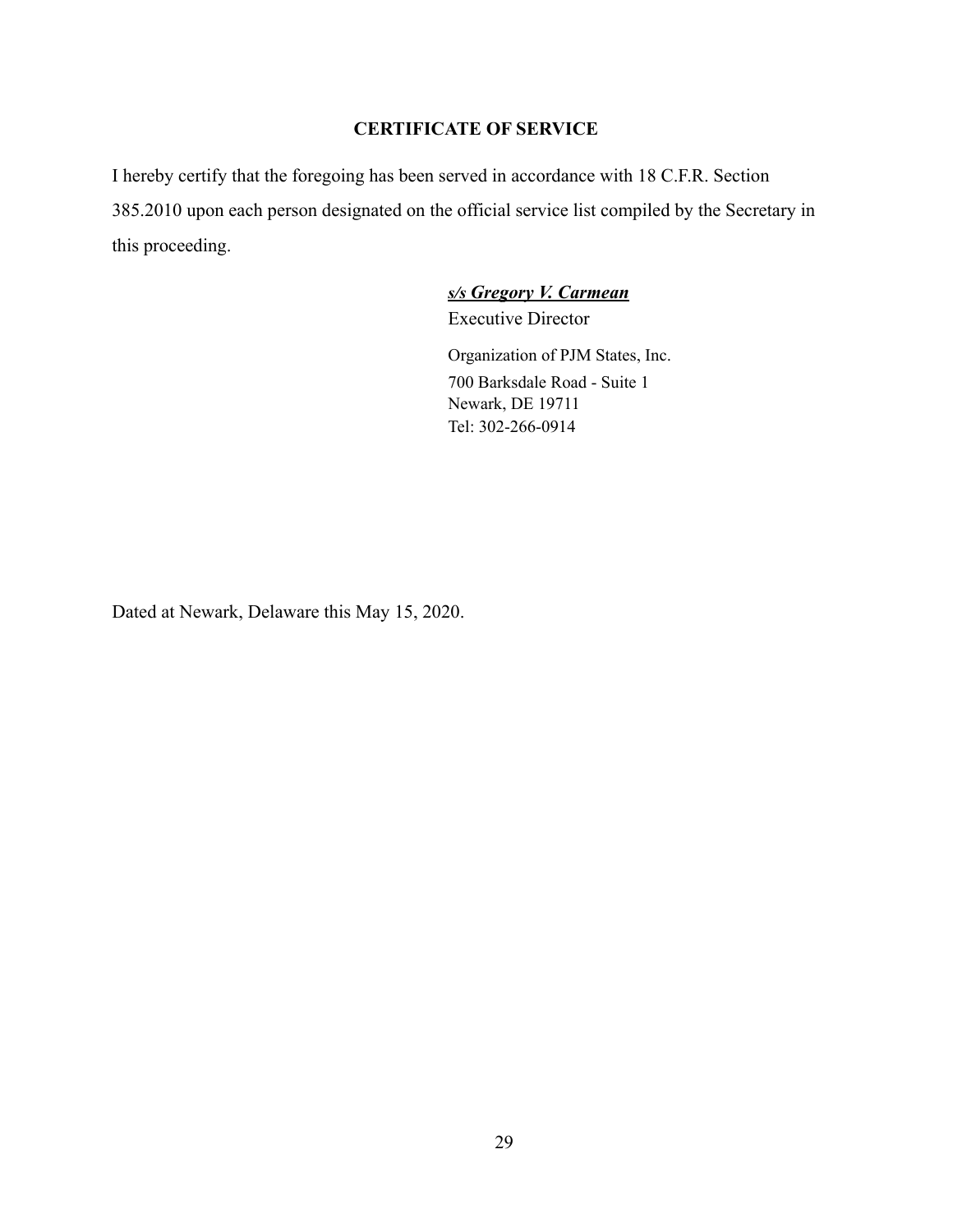## CERTIFICATE OF SERVICE

I hereby certify that the foregoing has been served in accordance with 18 C.F.R. Section 385.2010 upon each person designated on the official service list compiled by the Secretary in this proceeding.

***s/s Gregory V. Carmean***
Executive Director

Organization of PJM States, Inc.
700 Barksdale Road - Suite 1
Newark, DE 19711
Tel: 302-266-0914

Dated at Newark, Delaware this May 15, 2020.